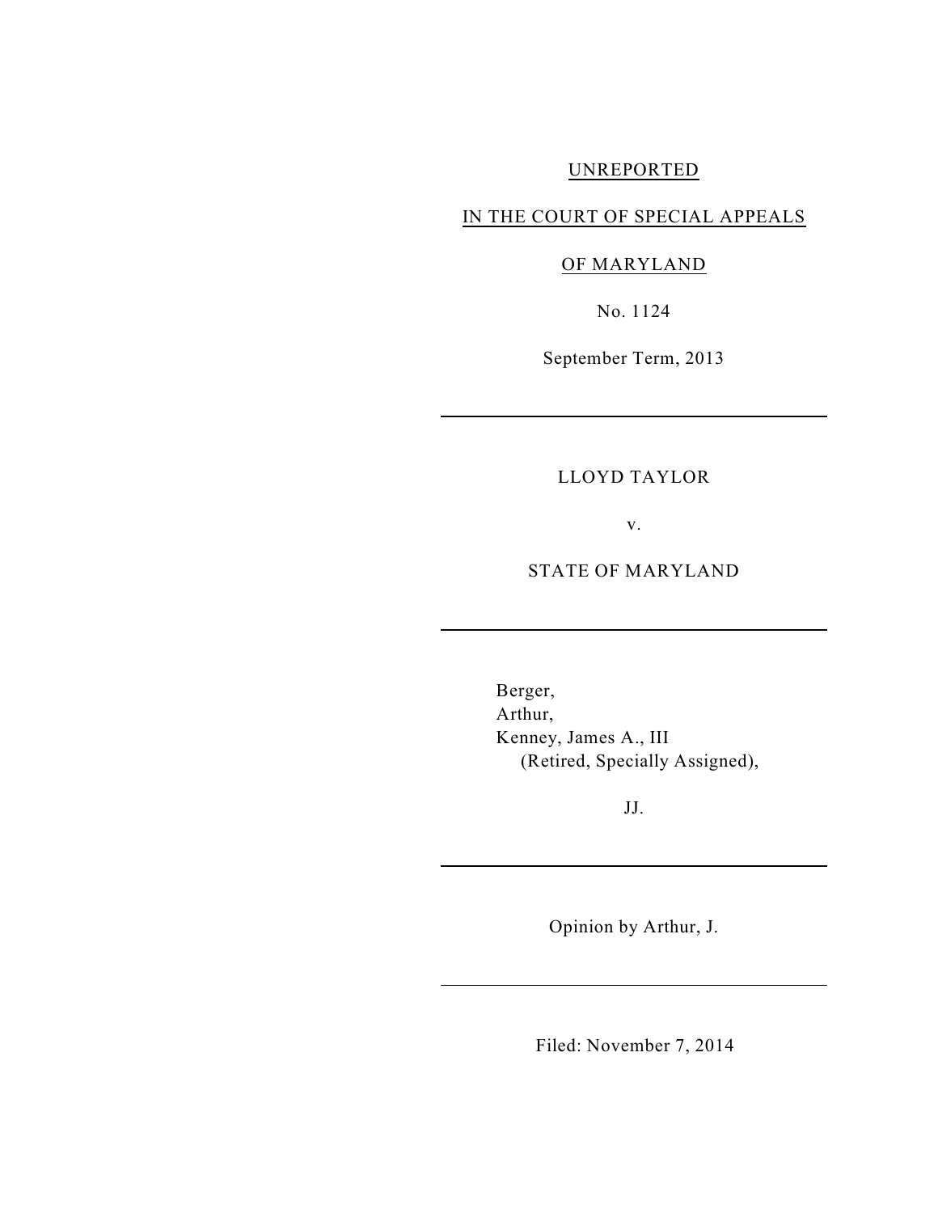UNREPORTED

IN THE COURT OF SPECIAL APPEALS

OF MARYLAND

No. 1124

September Term, 2013

---

LLOYD TAYLOR

v.

STATE OF MARYLAND

---

Berger,
Arthur,
Kenney, James A., III
(Retired, Specially Assigned),

JJ.

---

Opinion by Arthur, J.

---

Filed: November 7, 2014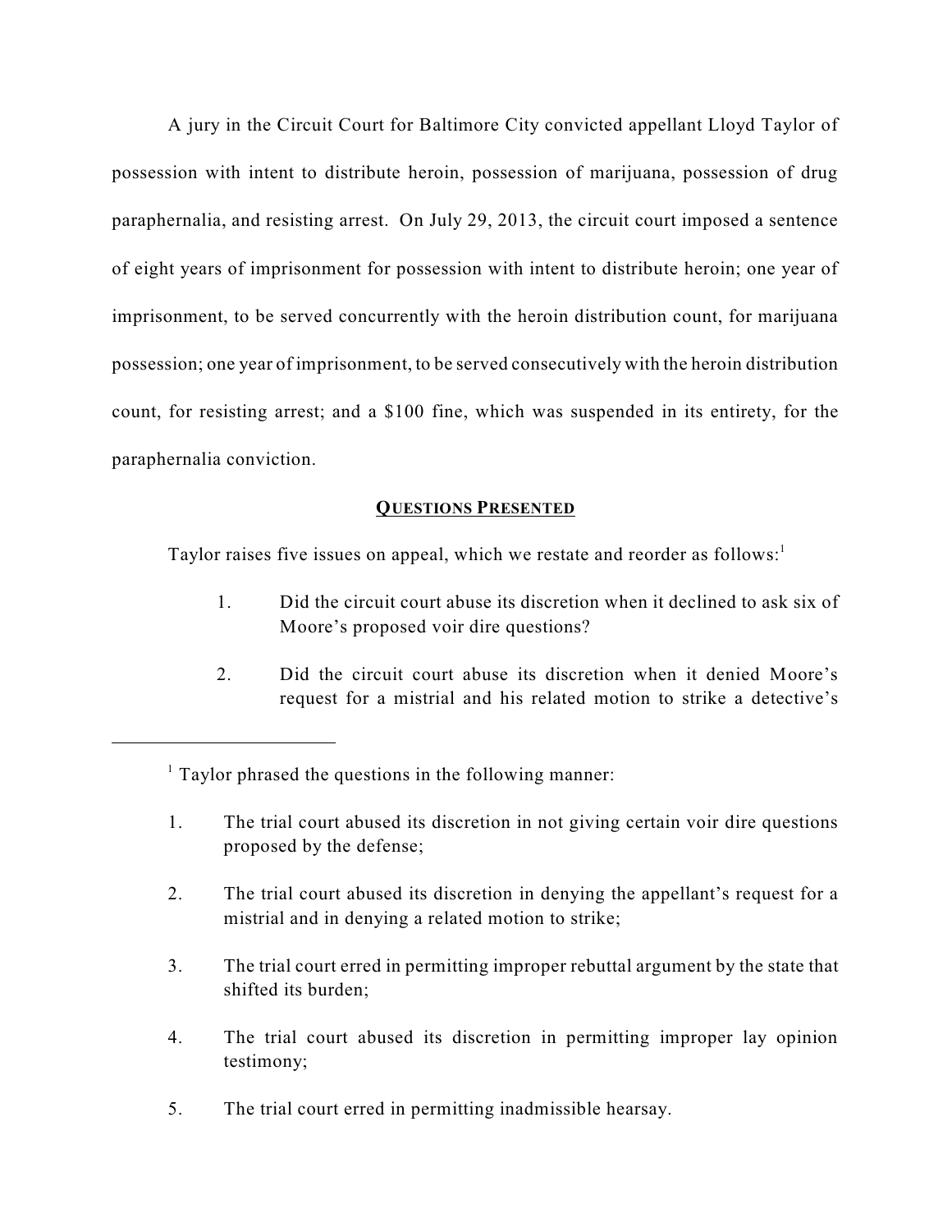A jury in the Circuit Court for Baltimore City convicted appellant Lloyd Taylor of possession with intent to distribute heroin, possession of marijuana, possession of drug paraphernalia, and resisting arrest. On July 29, 2013, the circuit court imposed a sentence of eight years of imprisonment for possession with intent to distribute heroin; one year of imprisonment, to be served concurrently with the heroin distribution count, for marijuana possession; one year of imprisonment, to be served consecutively with the heroin distribution count, for resisting arrest; and a $100 fine, which was suspended in its entirety, for the paraphernalia conviction.

## QUESTIONS PRESENTED

Taylor raises five issues on appeal, which we restate and reorder as follows:[1]

> 1. Did the circuit court abuse its discretion when it declined to ask six of Moore's proposed voir dire questions?
>
> 2. Did the circuit court abuse its discretion when it denied Moore's request for a mistrial and his related motion to strike a detective's

---

[1] Taylor phrased the questions in the following manner:

> 1. The trial court abused its discretion in not giving certain voir dire questions proposed by the defense;
>
> 2. The trial court abused its discretion in denying the appellant's request for a mistrial and in denying a related motion to strike;
>
> 3. The trial court erred in permitting improper rebuttal argument by the state that shifted its burden;
>
> 4. The trial court abused its discretion in permitting improper lay opinion testimony;
>
> 5. The trial court erred in permitting inadmissible hearsay.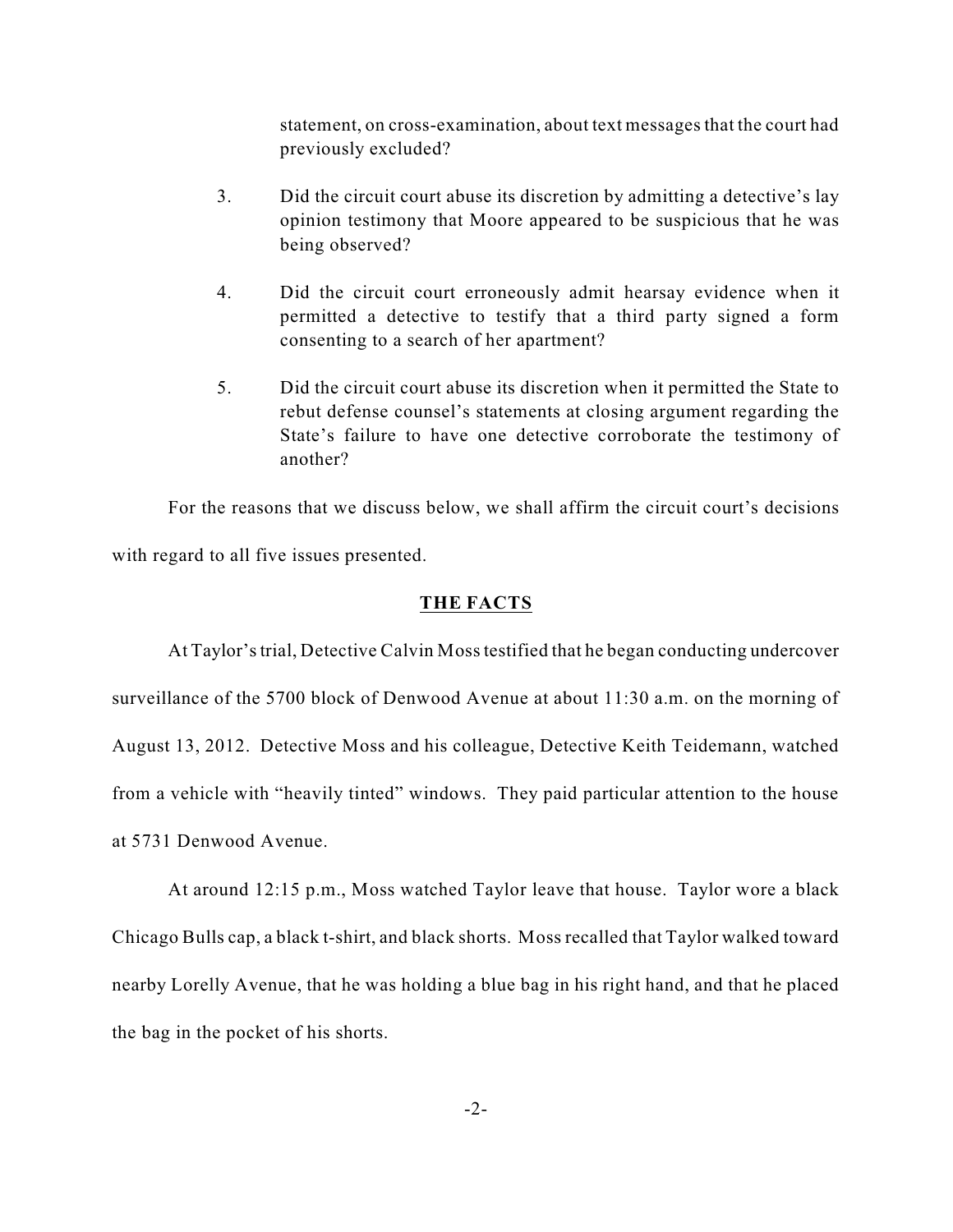statement, on cross-examination, about text messages that the court had previously excluded?

3. Did the circuit court abuse its discretion by admitting a detective's lay opinion testimony that Moore appeared to be suspicious that he was being observed?

4. Did the circuit court erroneously admit hearsay evidence when it permitted a detective to testify that a third party signed a form consenting to a search of her apartment?

5. Did the circuit court abuse its discretion when it permitted the State to rebut defense counsel's statements at closing argument regarding the State's failure to have one detective corroborate the testimony of another?

For the reasons that we discuss below, we shall affirm the circuit court's decisions with regard to all five issues presented.

## THE FACTS

At Taylor's trial, Detective Calvin Moss testified that he began conducting undercover surveillance of the 5700 block of Denwood Avenue at about 11:30 a.m. on the morning of August 13, 2012. Detective Moss and his colleague, Detective Keith Teidemann, watched from a vehicle with "heavily tinted" windows. They paid particular attention to the house at 5731 Denwood Avenue.

At around 12:15 p.m., Moss watched Taylor leave that house. Taylor wore a black Chicago Bulls cap, a black t-shirt, and black shorts. Moss recalled that Taylor walked toward nearby Lorelly Avenue, that he was holding a blue bag in his right hand, and that he placed the bag in the pocket of his shorts.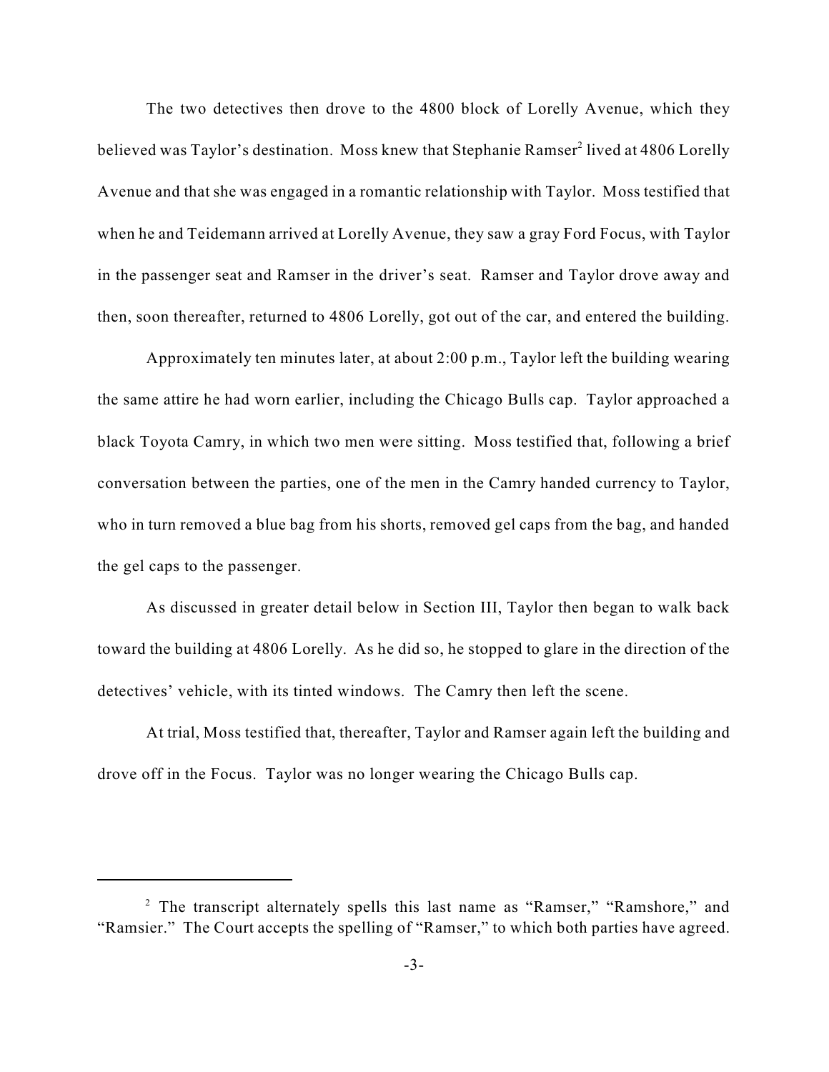The two detectives then drove to the 4800 block of Lorelly Avenue, which they believed was Taylor's destination. Moss knew that Stephanie Ramser[2] lived at 4806 Lorelly Avenue and that she was engaged in a romantic relationship with Taylor. Moss testified that when he and Teidemann arrived at Lorelly Avenue, they saw a gray Ford Focus, with Taylor in the passenger seat and Ramser in the driver's seat. Ramser and Taylor drove away and then, soon thereafter, returned to 4806 Lorelly, got out of the car, and entered the building.

Approximately ten minutes later, at about 2:00 p.m., Taylor left the building wearing the same attire he had worn earlier, including the Chicago Bulls cap. Taylor approached a black Toyota Camry, in which two men were sitting. Moss testified that, following a brief conversation between the parties, one of the men in the Camry handed currency to Taylor, who in turn removed a blue bag from his shorts, removed gel caps from the bag, and handed the gel caps to the passenger.

As discussed in greater detail below in Section III, Taylor then began to walk back toward the building at 4806 Lorelly. As he did so, he stopped to glare in the direction of the detectives' vehicle, with its tinted windows. The Camry then left the scene.

At trial, Moss testified that, thereafter, Taylor and Ramser again left the building and drove off in the Focus. Taylor was no longer wearing the Chicago Bulls cap.

---

[2] The transcript alternately spells this last name as "Ramser," "Ramshore," and "Ramsier." The Court accepts the spelling of "Ramser," to which both parties have agreed.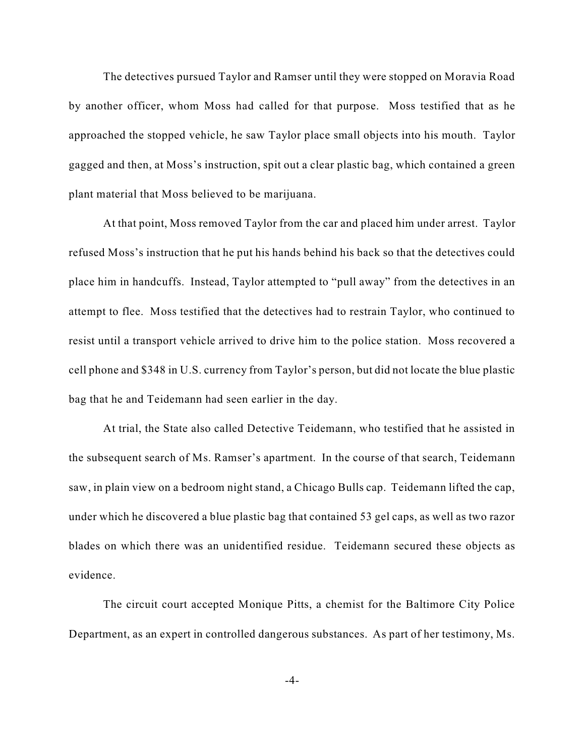The detectives pursued Taylor and Ramser until they were stopped on Moravia Road by another officer, whom Moss had called for that purpose. Moss testified that as he approached the stopped vehicle, he saw Taylor place small objects into his mouth. Taylor gagged and then, at Moss's instruction, spit out a clear plastic bag, which contained a green plant material that Moss believed to be marijuana.

At that point, Moss removed Taylor from the car and placed him under arrest. Taylor refused Moss's instruction that he put his hands behind his back so that the detectives could place him in handcuffs. Instead, Taylor attempted to "pull away" from the detectives in an attempt to flee. Moss testified that the detectives had to restrain Taylor, who continued to resist until a transport vehicle arrived to drive him to the police station. Moss recovered a cell phone and $348 in U.S. currency from Taylor's person, but did not locate the blue plastic bag that he and Teidemann had seen earlier in the day.

At trial, the State also called Detective Teidemann, who testified that he assisted in the subsequent search of Ms. Ramser's apartment. In the course of that search, Teidemann saw, in plain view on a bedroom night stand, a Chicago Bulls cap. Teidemann lifted the cap, under which he discovered a blue plastic bag that contained 53 gel caps, as well as two razor blades on which there was an unidentified residue. Teidemann secured these objects as evidence.

The circuit court accepted Monique Pitts, a chemist for the Baltimore City Police Department, as an expert in controlled dangerous substances. As part of her testimony, Ms.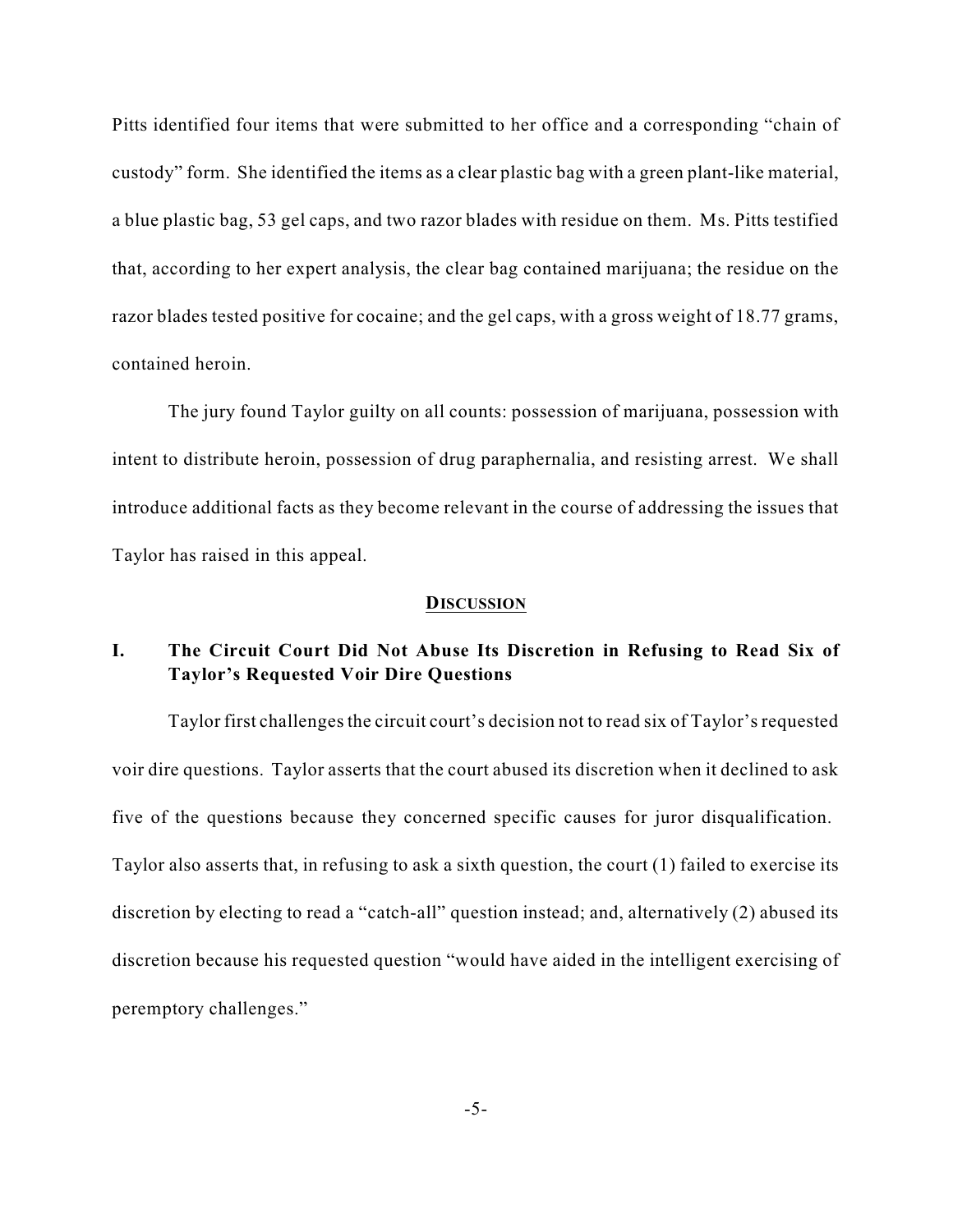Pitts identified four items that were submitted to her office and a corresponding "chain of custody" form. She identified the items as a clear plastic bag with a green plant-like material, a blue plastic bag, 53 gel caps, and two razor blades with residue on them. Ms. Pitts testified that, according to her expert analysis, the clear bag contained marijuana; the residue on the razor blades tested positive for cocaine; and the gel caps, with a gross weight of 18.77 grams, contained heroin.

The jury found Taylor guilty on all counts: possession of marijuana, possession with intent to distribute heroin, possession of drug paraphernalia, and resisting arrest. We shall introduce additional facts as they become relevant in the course of addressing the issues that Taylor has raised in this appeal.

## DISCUSSION

### I. The Circuit Court Did Not Abuse Its Discretion in Refusing to Read Six of Taylor's Requested Voir Dire Questions

Taylor first challenges the circuit court's decision not to read six of Taylor's requested voir dire questions. Taylor asserts that the court abused its discretion when it declined to ask five of the questions because they concerned specific causes for juror disqualification. Taylor also asserts that, in refusing to ask a sixth question, the court (1) failed to exercise its discretion by electing to read a "catch-all" question instead; and, alternatively (2) abused its discretion because his requested question "would have aided in the intelligent exercising of peremptory challenges."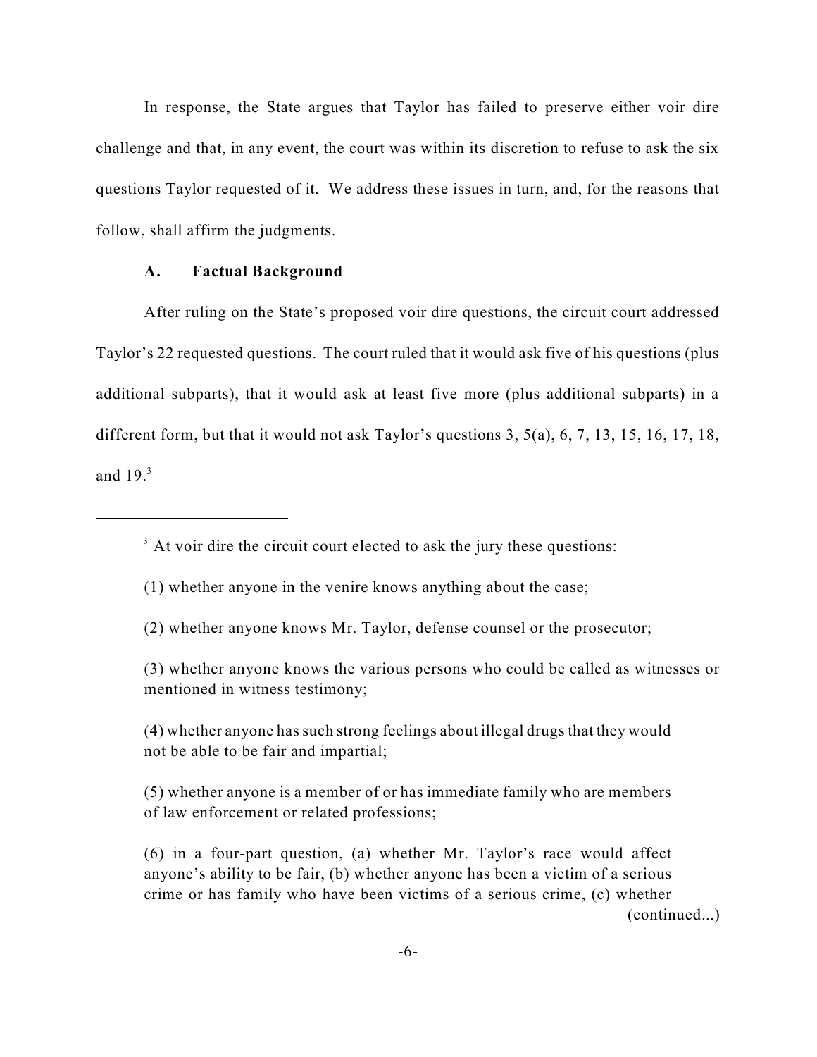In response, the State argues that Taylor has failed to preserve either voir dire challenge and that, in any event, the court was within its discretion to refuse to ask the six questions Taylor requested of it. We address these issues in turn, and, for the reasons that follow, shall affirm the judgments.

### A. Factual Background

After ruling on the State's proposed voir dire questions, the circuit court addressed Taylor's 22 requested questions. The court ruled that it would ask five of his questions (plus additional subparts), that it would ask at least five more (plus additional subparts) in a different form, but that it would not ask Taylor's questions 3, 5(a), 6, 7, 13, 15, 16, 17, 18, and 19.[3]

---

[3] At voir dire the circuit court elected to ask the jury these questions:

(1) whether anyone in the venire knows anything about the case;

(2) whether anyone knows Mr. Taylor, defense counsel or the prosecutor;

(3) whether anyone knows the various persons who could be called as witnesses or mentioned in witness testimony;

(4) whether anyone has such strong feelings about illegal drugs that they would not be able to be fair and impartial;

(5) whether anyone is a member of or has immediate family who are members of law enforcement or related professions;

(6) in a four-part question, (a) whether Mr. Taylor's race would affect anyone's ability to be fair, (b) whether anyone has been a victim of a serious crime or has family who have been victims of a serious crime, (c) whether (continued...)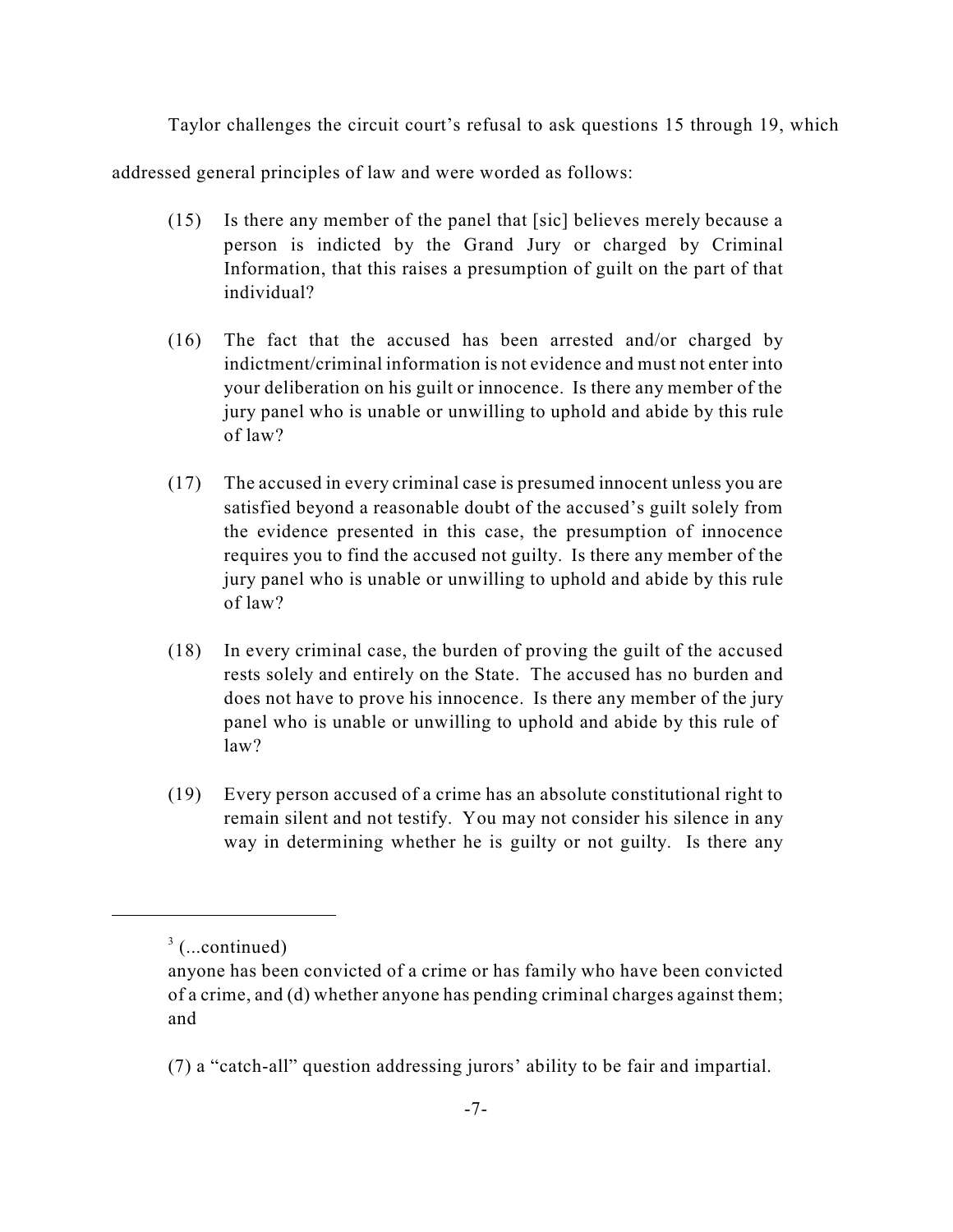Taylor challenges the circuit court's refusal to ask questions 15 through 19, which addressed general principles of law and were worded as follows:

> (15) Is there any member of the panel that [sic] believes merely because a person is indicted by the Grand Jury or charged by Criminal Information, that this raises a presumption of guilt on the part of that individual?
>
> (16) The fact that the accused has been arrested and/or charged by indictment/criminal information is not evidence and must not enter into your deliberation on his guilt or innocence. Is there any member of the jury panel who is unable or unwilling to uphold and abide by this rule of law?
>
> (17) The accused in every criminal case is presumed innocent unless you are satisfied beyond a reasonable doubt of the accused's guilt solely from the evidence presented in this case, the presumption of innocence requires you to find the accused not guilty. Is there any member of the jury panel who is unable or unwilling to uphold and abide by this rule of law?
>
> (18) In every criminal case, the burden of proving the guilt of the accused rests solely and entirely on the State. The accused has no burden and does not have to prove his innocence. Is there any member of the jury panel who is unable or unwilling to uphold and abide by this rule of law?
>
> (19) Every person accused of a crime has an absolute constitutional right to remain silent and not testify. You may not consider his silence in any way in determining whether he is guilty or not guilty. Is there any

---

[3] (...continued)
anyone has been convicted of a crime or has family who have been convicted of a crime, and (d) whether anyone has pending criminal charges against them; and

(7) a "catch-all" question addressing jurors' ability to be fair and impartial.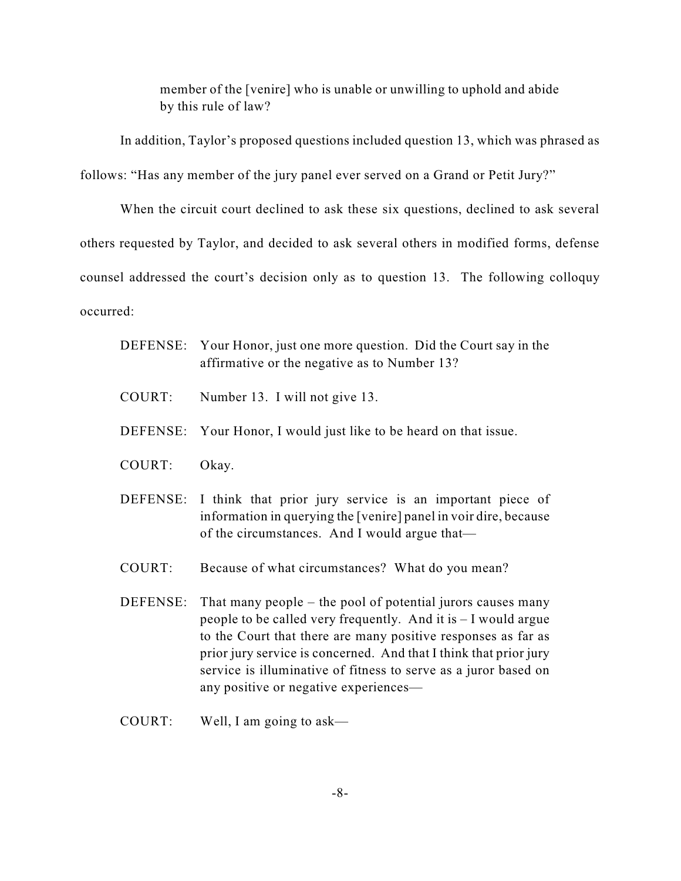> member of the [venire] who is unable or unwilling to uphold and abide by this rule of law?

In addition, Taylor's proposed questions included question 13, which was phrased as follows: "Has any member of the jury panel ever served on a Grand or Petit Jury?"

When the circuit court declined to ask these six questions, declined to ask several others requested by Taylor, and decided to ask several others in modified forms, defense counsel addressed the court's decision only as to question 13. The following colloquy occurred:

> DEFENSE: Your Honor, just one more question. Did the Court say in the affirmative or the negative as to Number 13?
>
> COURT: Number 13. I will not give 13.
>
> DEFENSE: Your Honor, I would just like to be heard on that issue.
>
> COURT: Okay.
>
> DEFENSE: I think that prior jury service is an important piece of information in querying the [venire] panel in voir dire, because of the circumstances. And I would argue that—
>
> COURT: Because of what circumstances? What do you mean?
>
> DEFENSE: That many people – the pool of potential jurors causes many people to be called very frequently. And it is – I would argue to the Court that there are many positive responses as far as prior jury service is concerned. And that I think that prior jury service is illuminative of fitness to serve as a juror based on any positive or negative experiences—
>
> COURT: Well, I am going to ask—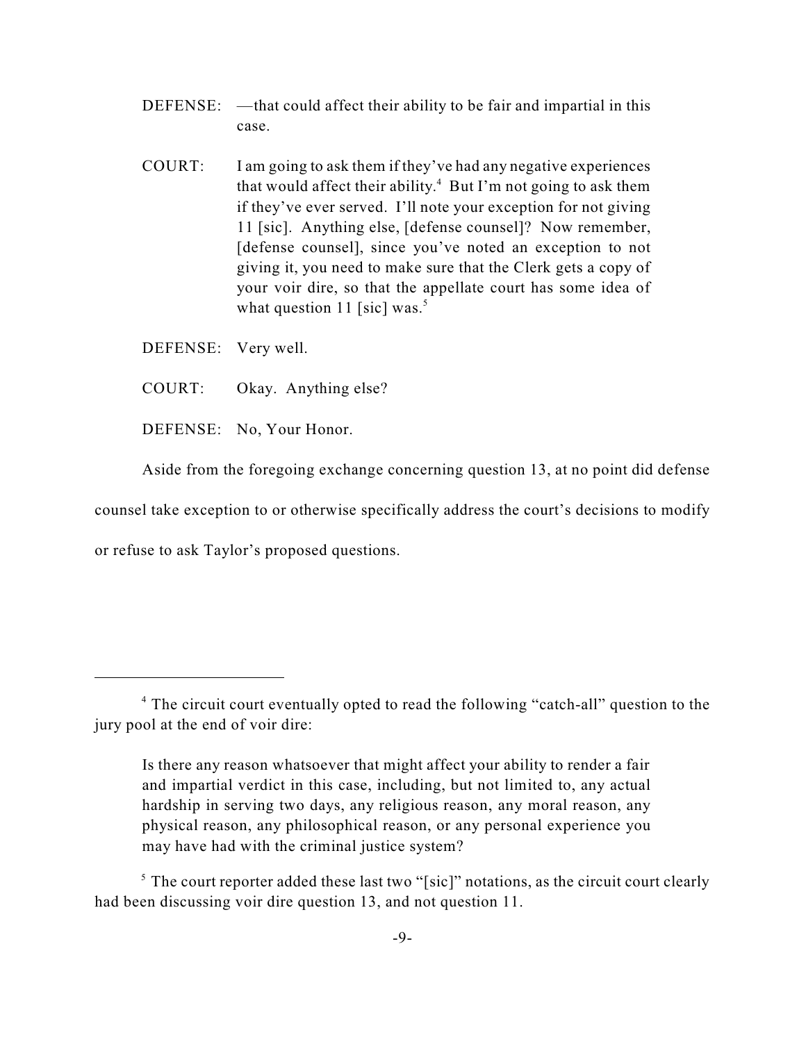DEFENSE: —that could affect their ability to be fair and impartial in this case.

COURT: I am going to ask them if they've had any negative experiences that would affect their ability.[4] But I'm not going to ask them if they've ever served. I'll note your exception for not giving 11 [sic]. Anything else, [defense counsel]? Now remember, [defense counsel], since you've noted an exception to not giving it, you need to make sure that the Clerk gets a copy of your voir dire, so that the appellate court has some idea of what question 11 [sic] was.[5]

DEFENSE: Very well.

COURT: Okay. Anything else?

DEFENSE: No, Your Honor.

Aside from the foregoing exchange concerning question 13, at no point did defense counsel take exception to or otherwise specifically address the court's decisions to modify or refuse to ask Taylor's proposed questions.

---

[4] The circuit court eventually opted to read the following "catch-all" question to the jury pool at the end of voir dire:

> Is there any reason whatsoever that might affect your ability to render a fair and impartial verdict in this case, including, but not limited to, any actual hardship in serving two days, any religious reason, any moral reason, any physical reason, any philosophical reason, or any personal experience you may have had with the criminal justice system?

[5] The court reporter added these last two "[sic]" notations, as the circuit court clearly had been discussing voir dire question 13, and not question 11.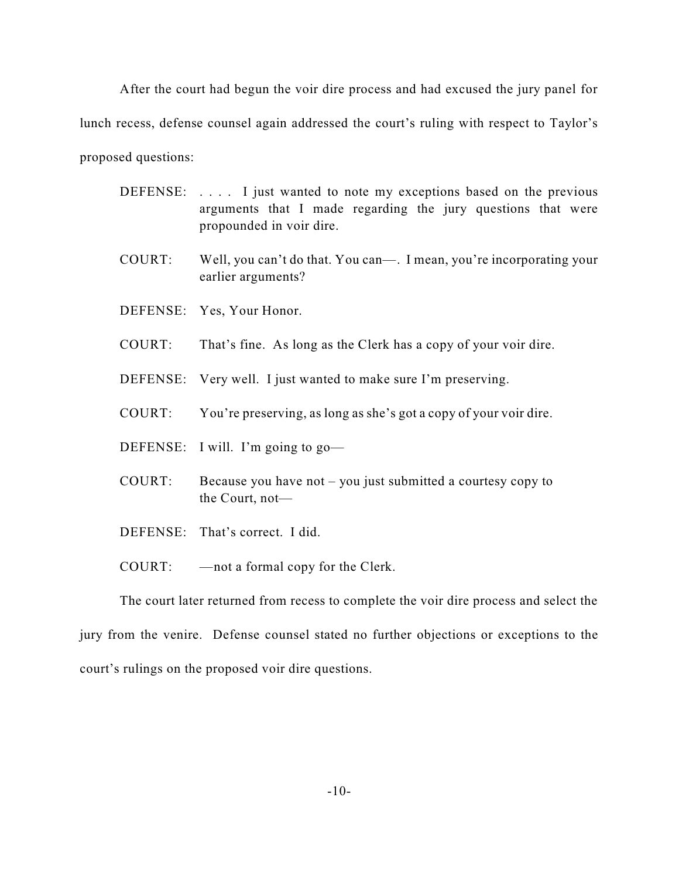After the court had begun the voir dire process and had excused the jury panel for lunch recess, defense counsel again addressed the court's ruling with respect to Taylor's proposed questions:

> DEFENSE: . . . . I just wanted to note my exceptions based on the previous arguments that I made regarding the jury questions that were propounded in voir dire.
>
> COURT: Well, you can't do that. You can—. I mean, you're incorporating your earlier arguments?
>
> DEFENSE: Yes, Your Honor.
>
> COURT: That's fine. As long as the Clerk has a copy of your voir dire.
>
> DEFENSE: Very well. I just wanted to make sure I'm preserving.
>
> COURT: You're preserving, as long as she's got a copy of your voir dire.
>
> DEFENSE: I will. I'm going to go—
>
> COURT: Because you have not – you just submitted a courtesy copy to the Court, not—
>
> DEFENSE: That's correct. I did.
>
> COURT: —not a formal copy for the Clerk.

The court later returned from recess to complete the voir dire process and select the jury from the venire. Defense counsel stated no further objections or exceptions to the court's rulings on the proposed voir dire questions.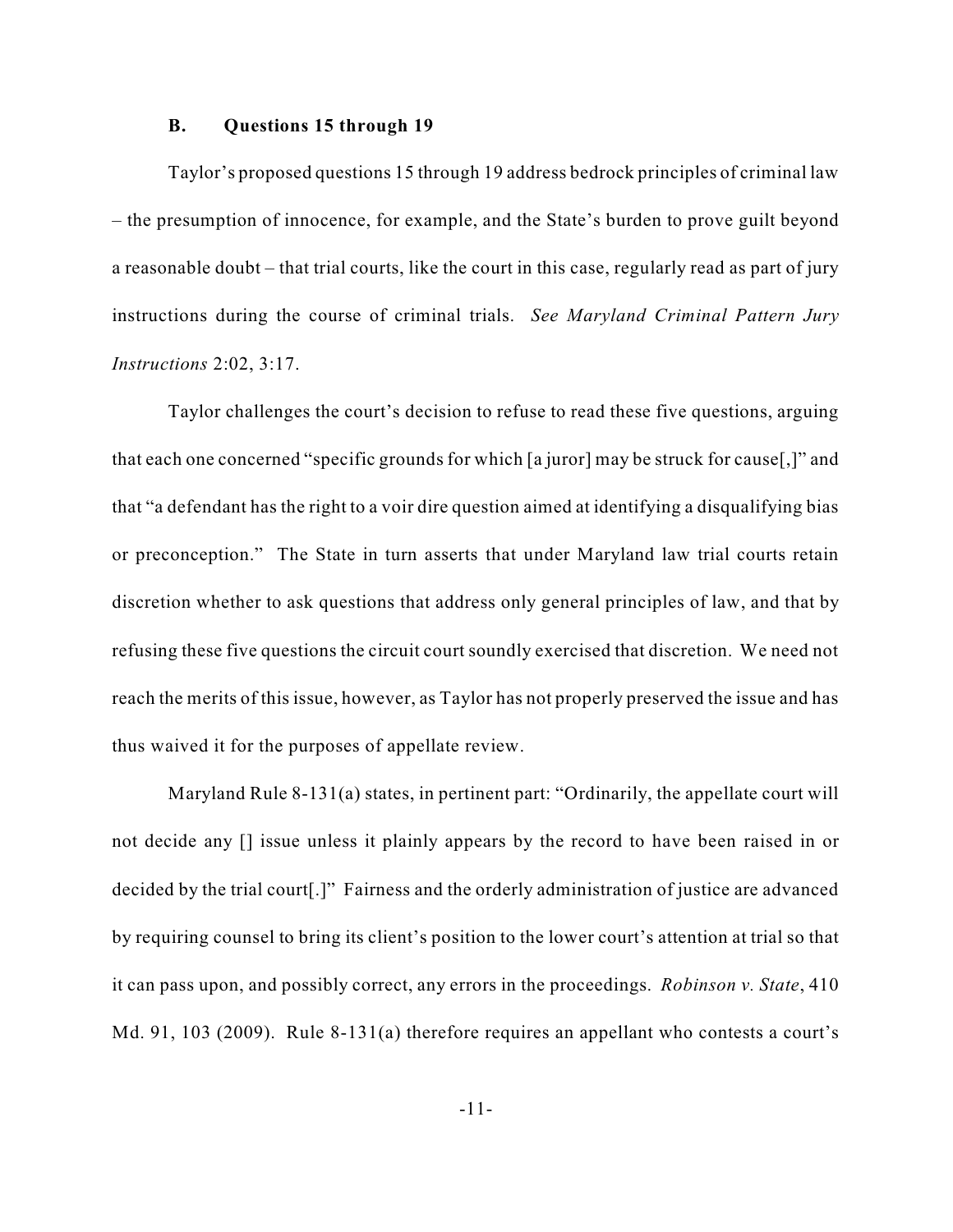### B. Questions 15 through 19

Taylor's proposed questions 15 through 19 address bedrock principles of criminal law – the presumption of innocence, for example, and the State's burden to prove guilt beyond a reasonable doubt – that trial courts, like the court in this case, regularly read as part of jury instructions during the course of criminal trials. *See Maryland Criminal Pattern Jury Instructions* 2:02, 3:17.

Taylor challenges the court's decision to refuse to read these five questions, arguing that each one concerned "specific grounds for which [a juror] may be struck for cause[,]" and that "a defendant has the right to a voir dire question aimed at identifying a disqualifying bias or preconception." The State in turn asserts that under Maryland law trial courts retain discretion whether to ask questions that address only general principles of law, and that by refusing these five questions the circuit court soundly exercised that discretion. We need not reach the merits of this issue, however, as Taylor has not properly preserved the issue and has thus waived it for the purposes of appellate review.

Maryland Rule 8-131(a) states, in pertinent part: "Ordinarily, the appellate court will not decide any [] issue unless it plainly appears by the record to have been raised in or decided by the trial court[.]" Fairness and the orderly administration of justice are advanced by requiring counsel to bring its client's position to the lower court's attention at trial so that it can pass upon, and possibly correct, any errors in the proceedings. *Robinson v. State*, 410 Md. 91, 103 (2009). Rule 8-131(a) therefore requires an appellant who contests a court's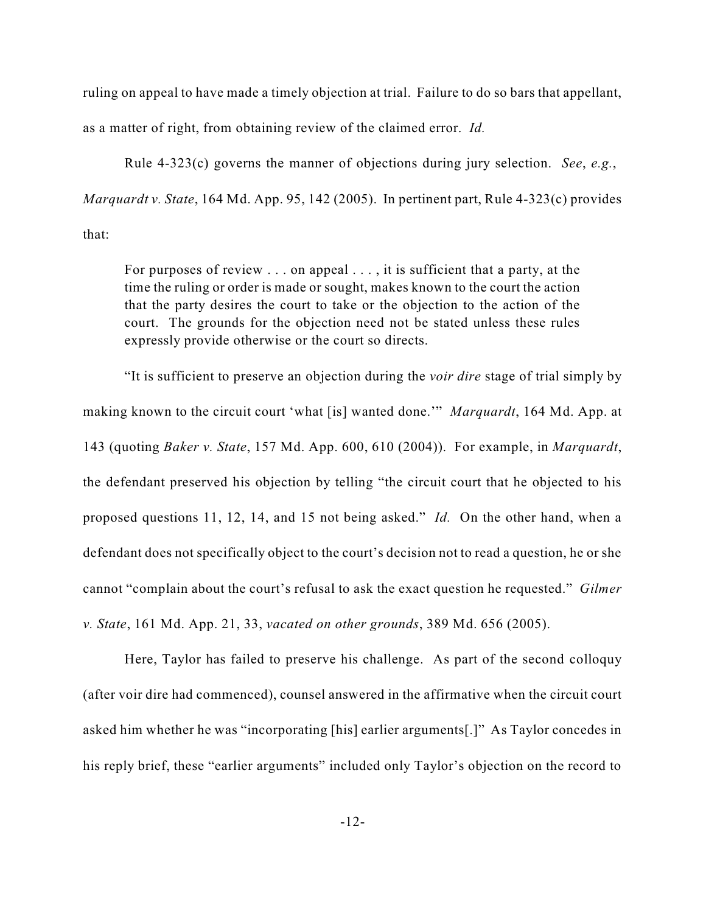ruling on appeal to have made a timely objection at trial. Failure to do so bars that appellant, as a matter of right, from obtaining review of the claimed error. *Id.*

Rule 4-323(c) governs the manner of objections during jury selection. *See*, *e.g.*, *Marquardt v. State*, 164 Md. App. 95, 142 (2005). In pertinent part, Rule 4-323(c) provides that:

> For purposes of review . . . on appeal . . . , it is sufficient that a party, at the time the ruling or order is made or sought, makes known to the court the action that the party desires the court to take or the objection to the action of the court. The grounds for the objection need not be stated unless these rules expressly provide otherwise or the court so directs.

"It is sufficient to preserve an objection during the *voir dire* stage of trial simply by making known to the circuit court 'what [is] wanted done.'" *Marquardt*, 164 Md. App. at 143 (quoting *Baker v. State*, 157 Md. App. 600, 610 (2004)). For example, in *Marquardt*, the defendant preserved his objection by telling "the circuit court that he objected to his proposed questions 11, 12, 14, and 15 not being asked." *Id.* On the other hand, when a defendant does not specifically object to the court's decision not to read a question, he or she cannot "complain about the court's refusal to ask the exact question he requested." *Gilmer v. State*, 161 Md. App. 21, 33, *vacated on other grounds*, 389 Md. 656 (2005).

Here, Taylor has failed to preserve his challenge. As part of the second colloquy (after voir dire had commenced), counsel answered in the affirmative when the circuit court asked him whether he was "incorporating [his] earlier arguments[.]" As Taylor concedes in his reply brief, these "earlier arguments" included only Taylor's objection on the record to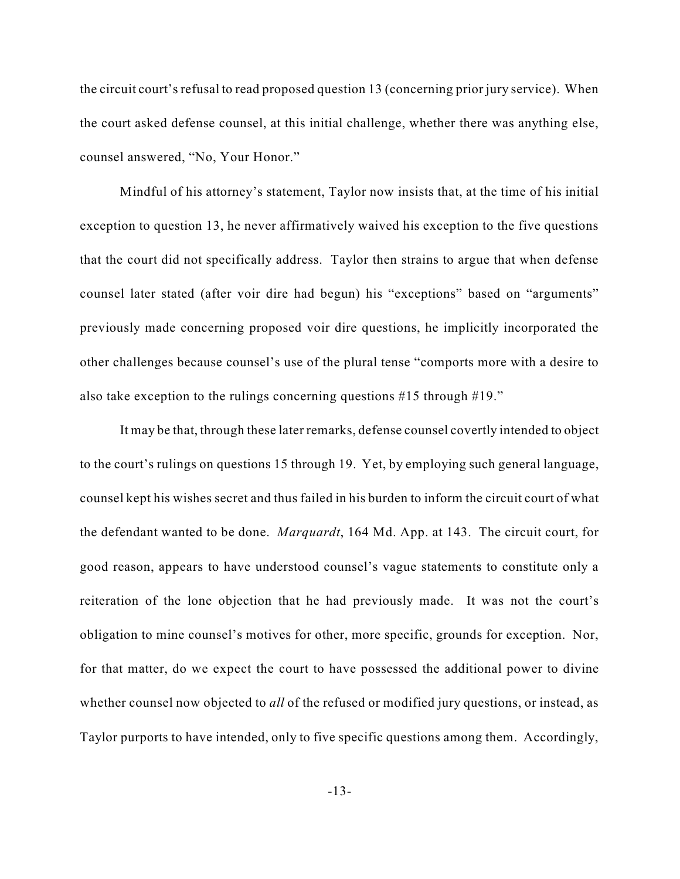the circuit court's refusal to read proposed question 13 (concerning prior jury service). When the court asked defense counsel, at this initial challenge, whether there was anything else, counsel answered, "No, Your Honor."

Mindful of his attorney's statement, Taylor now insists that, at the time of his initial exception to question 13, he never affirmatively waived his exception to the five questions that the court did not specifically address. Taylor then strains to argue that when defense counsel later stated (after voir dire had begun) his "exceptions" based on "arguments" previously made concerning proposed voir dire questions, he implicitly incorporated the other challenges because counsel's use of the plural tense "comports more with a desire to also take exception to the rulings concerning questions #15 through #19."

It may be that, through these later remarks, defense counsel covertly intended to object to the court's rulings on questions 15 through 19. Yet, by employing such general language, counsel kept his wishes secret and thus failed in his burden to inform the circuit court of what the defendant wanted to be done. *Marquardt*, 164 Md. App. at 143. The circuit court, for good reason, appears to have understood counsel's vague statements to constitute only a reiteration of the lone objection that he had previously made. It was not the court's obligation to mine counsel's motives for other, more specific, grounds for exception. Nor, for that matter, do we expect the court to have possessed the additional power to divine whether counsel now objected to *all* of the refused or modified jury questions, or instead, as Taylor purports to have intended, only to five specific questions among them. Accordingly,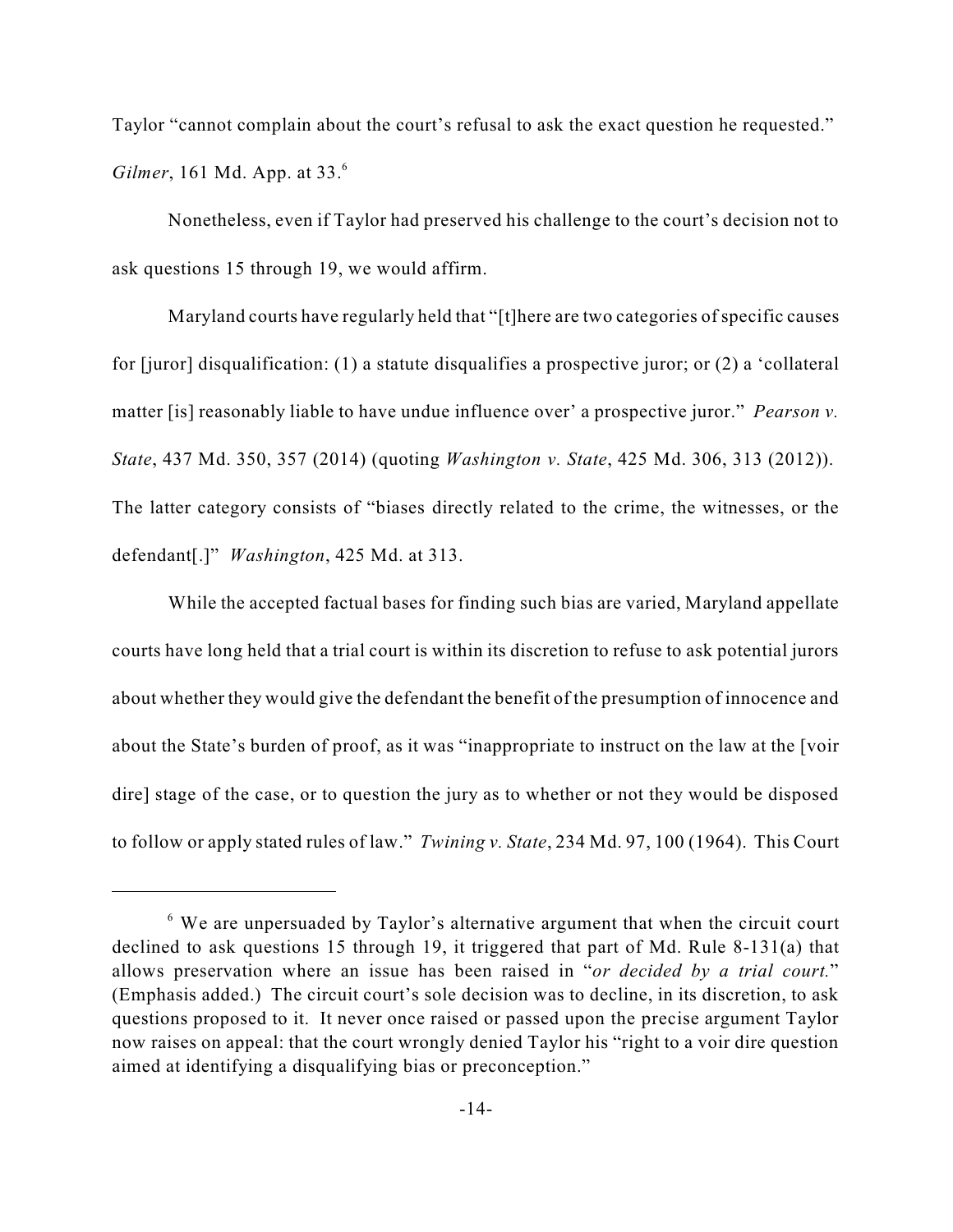Taylor "cannot complain about the court's refusal to ask the exact question he requested." *Gilmer*, 161 Md. App. at 33.[6]

Nonetheless, even if Taylor had preserved his challenge to the court's decision not to ask questions 15 through 19, we would affirm.

Maryland courts have regularly held that "[t]here are two categories of specific causes for [juror] disqualification: (1) a statute disqualifies a prospective juror; or (2) a 'collateral matter [is] reasonably liable to have undue influence over' a prospective juror." *Pearson v. State*, 437 Md. 350, 357 (2014) (quoting *Washington v. State*, 425 Md. 306, 313 (2012)). The latter category consists of "biases directly related to the crime, the witnesses, or the defendant[.]" *Washington*, 425 Md. at 313.

While the accepted factual bases for finding such bias are varied, Maryland appellate courts have long held that a trial court is within its discretion to refuse to ask potential jurors about whether they would give the defendant the benefit of the presumption of innocence and about the State's burden of proof, as it was "inappropriate to instruct on the law at the [voir dire] stage of the case, or to question the jury as to whether or not they would be disposed to follow or apply stated rules of law." *Twining v. State*, 234 Md. 97, 100 (1964). This Court

---

[6] We are unpersuaded by Taylor's alternative argument that when the circuit court declined to ask questions 15 through 19, it triggered that part of Md. Rule 8-131(a) that allows preservation where an issue has been raised in "*or decided by a trial court.*" (Emphasis added.) The circuit court's sole decision was to decline, in its discretion, to ask questions proposed to it. It never once raised or passed upon the precise argument Taylor now raises on appeal: that the court wrongly denied Taylor his "right to a voir dire question aimed at identifying a disqualifying bias or preconception."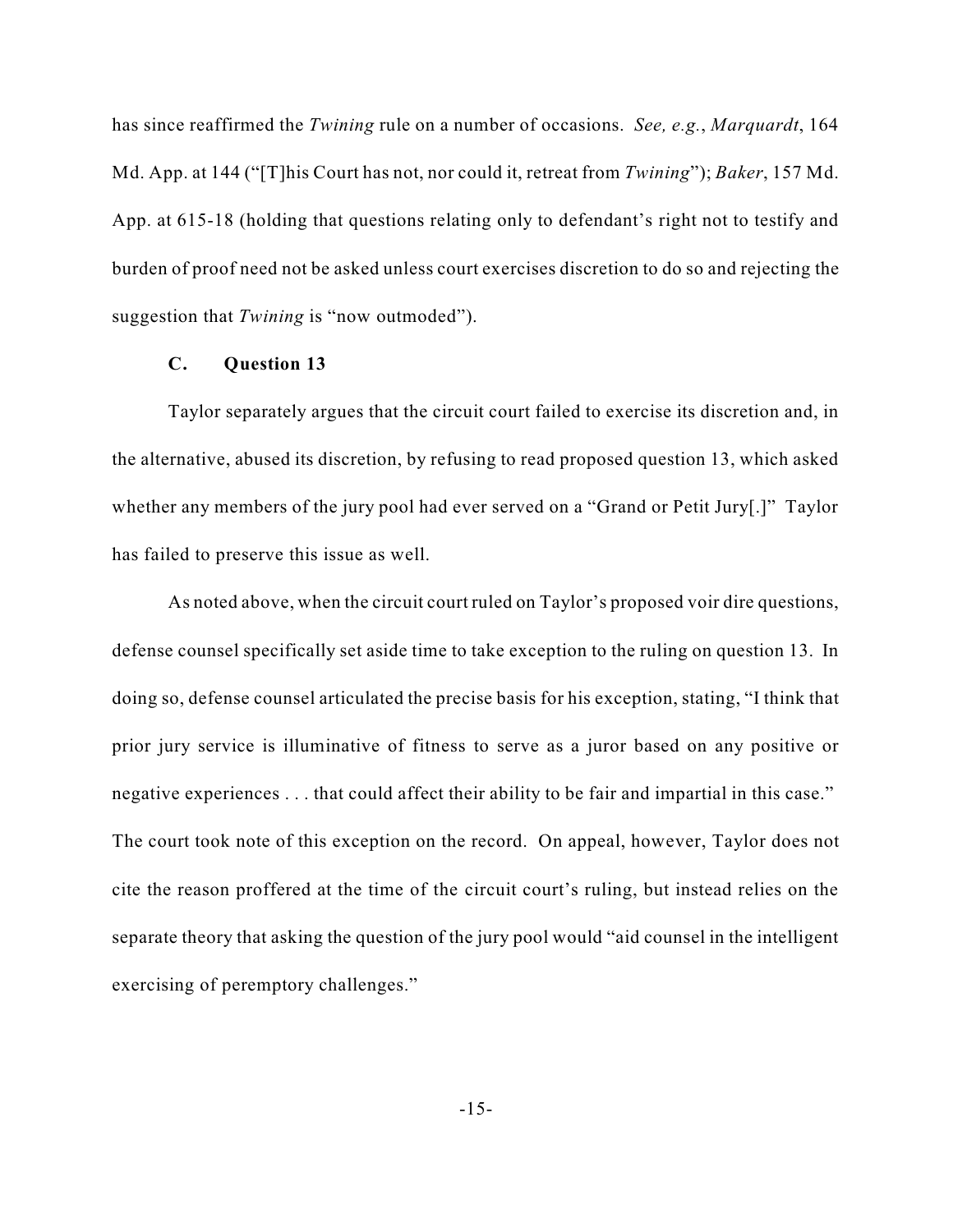has since reaffirmed the *Twining* rule on a number of occasions. *See, e.g.*, *Marquardt*, 164 Md. App. at 144 ("[T]his Court has not, nor could it, retreat from *Twining*"); *Baker*, 157 Md. App. at 615-18 (holding that questions relating only to defendant's right not to testify and burden of proof need not be asked unless court exercises discretion to do so and rejecting the suggestion that *Twining* is "now outmoded").

### C. Question 13

Taylor separately argues that the circuit court failed to exercise its discretion and, in the alternative, abused its discretion, by refusing to read proposed question 13, which asked whether any members of the jury pool had ever served on a "Grand or Petit Jury[.]" Taylor has failed to preserve this issue as well.

As noted above, when the circuit court ruled on Taylor's proposed voir dire questions, defense counsel specifically set aside time to take exception to the ruling on question 13. In doing so, defense counsel articulated the precise basis for his exception, stating, "I think that prior jury service is illuminative of fitness to serve as a juror based on any positive or negative experiences . . . that could affect their ability to be fair and impartial in this case." The court took note of this exception on the record. On appeal, however, Taylor does not cite the reason proffered at the time of the circuit court's ruling, but instead relies on the separate theory that asking the question of the jury pool would "aid counsel in the intelligent exercising of peremptory challenges."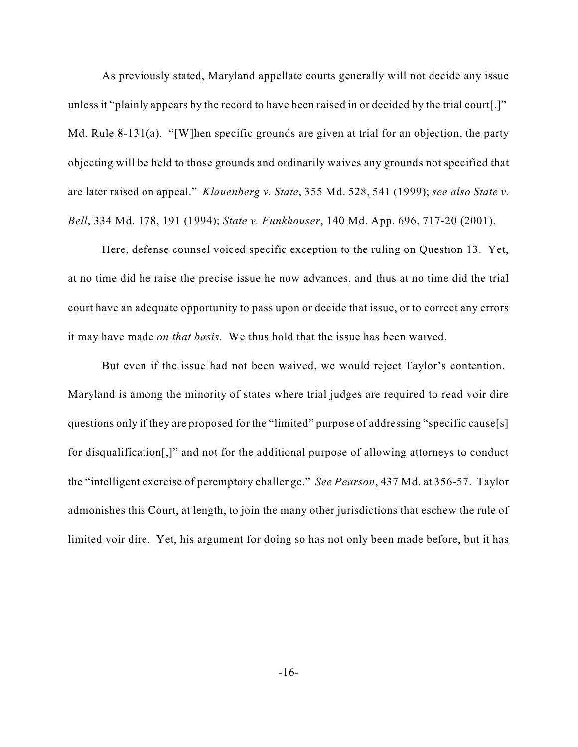As previously stated, Maryland appellate courts generally will not decide any issue unless it "plainly appears by the record to have been raised in or decided by the trial court[.]" Md. Rule 8-131(a). "[W]hen specific grounds are given at trial for an objection, the party objecting will be held to those grounds and ordinarily waives any grounds not specified that are later raised on appeal." *Klauenberg v. State*, 355 Md. 528, 541 (1999); *see also State v. Bell*, 334 Md. 178, 191 (1994); *State v. Funkhouser*, 140 Md. App. 696, 717-20 (2001).

Here, defense counsel voiced specific exception to the ruling on Question 13. Yet, at no time did he raise the precise issue he now advances, and thus at no time did the trial court have an adequate opportunity to pass upon or decide that issue, or to correct any errors it may have made *on that basis*. We thus hold that the issue has been waived.

But even if the issue had not been waived, we would reject Taylor's contention. Maryland is among the minority of states where trial judges are required to read voir dire questions only if they are proposed for the "limited" purpose of addressing "specific cause[s] for disqualification[,]" and not for the additional purpose of allowing attorneys to conduct the "intelligent exercise of peremptory challenge." *See Pearson*, 437 Md. at 356-57. Taylor admonishes this Court, at length, to join the many other jurisdictions that eschew the rule of limited voir dire. Yet, his argument for doing so has not only been made before, but it has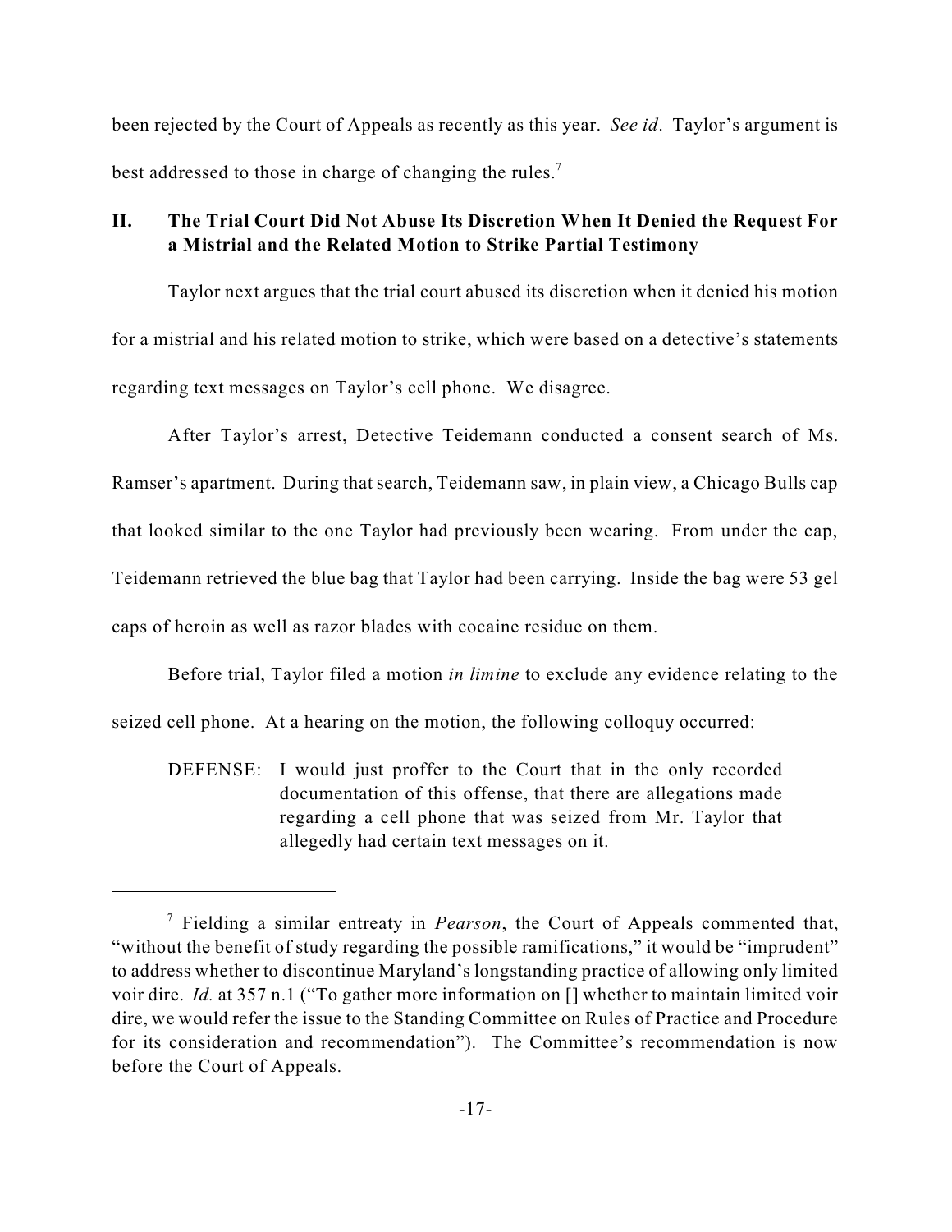been rejected by the Court of Appeals as recently as this year. *See id*. Taylor's argument is best addressed to those in charge of changing the rules.[7]

## II. The Trial Court Did Not Abuse Its Discretion When It Denied the Request For a Mistrial and the Related Motion to Strike Partial Testimony

Taylor next argues that the trial court abused its discretion when it denied his motion for a mistrial and his related motion to strike, which were based on a detective's statements regarding text messages on Taylor's cell phone. We disagree.

After Taylor's arrest, Detective Teidemann conducted a consent search of Ms. Ramser's apartment. During that search, Teidemann saw, in plain view, a Chicago Bulls cap that looked similar to the one Taylor had previously been wearing. From under the cap, Teidemann retrieved the blue bag that Taylor had been carrying. Inside the bag were 53 gel caps of heroin as well as razor blades with cocaine residue on them.

Before trial, Taylor filed a motion *in limine* to exclude any evidence relating to the seized cell phone. At a hearing on the motion, the following colloquy occurred:

> DEFENSE: I would just proffer to the Court that in the only recorded documentation of this offense, that there are allegations made regarding a cell phone that was seized from Mr. Taylor that allegedly had certain text messages on it.

---

[7] Fielding a similar entreaty in *Pearson*, the Court of Appeals commented that, "without the benefit of study regarding the possible ramifications," it would be "imprudent" to address whether to discontinue Maryland's longstanding practice of allowing only limited voir dire. *Id.* at 357 n.1 ("To gather more information on [] whether to maintain limited voir dire, we would refer the issue to the Standing Committee on Rules of Practice and Procedure for its consideration and recommendation"). The Committee's recommendation is now before the Court of Appeals.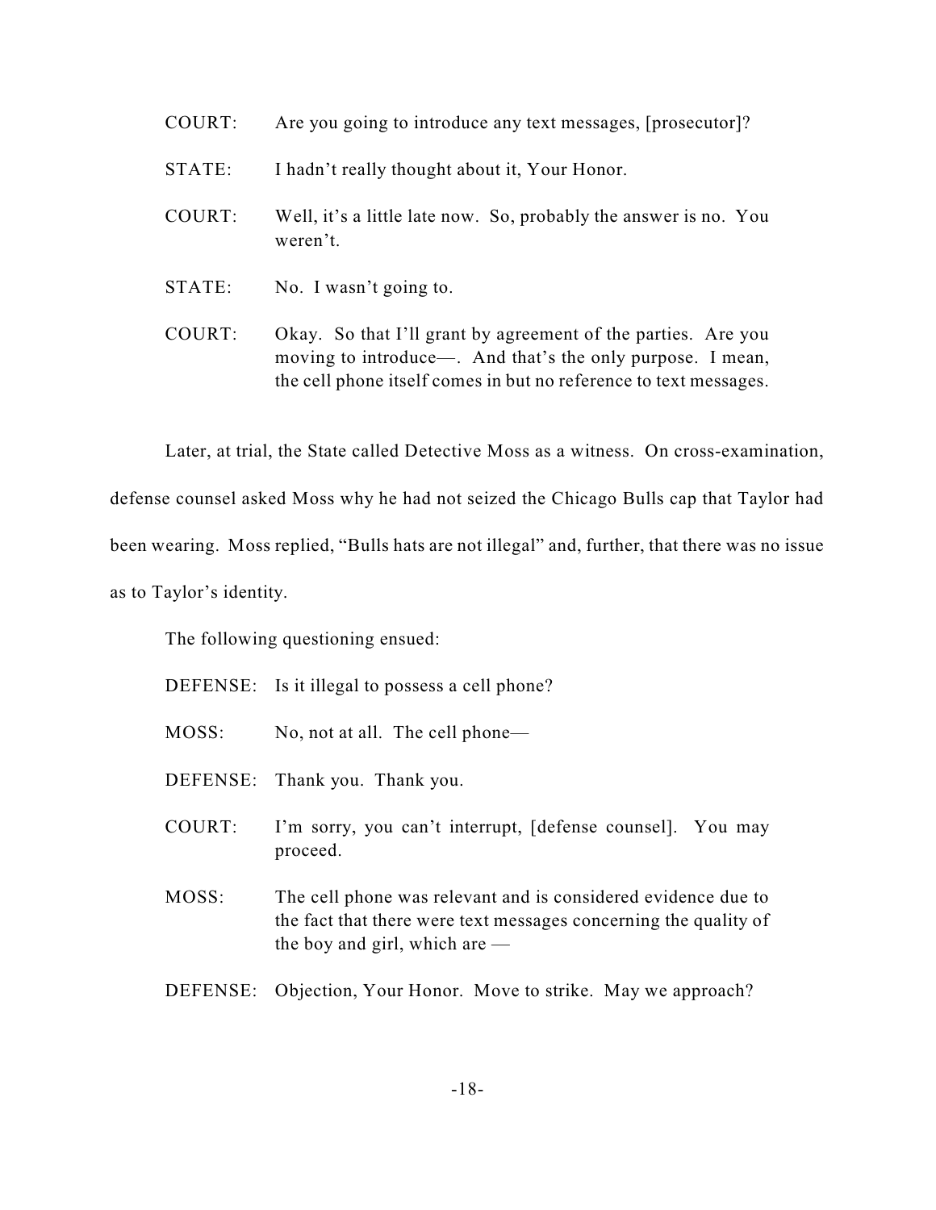COURT: Are you going to introduce any text messages, [prosecutor]?

STATE: I hadn't really thought about it, Your Honor.

COURT: Well, it's a little late now. So, probably the answer is no. You weren't.

STATE: No. I wasn't going to.

COURT: Okay. So that I'll grant by agreement of the parties. Are you moving to introduce—. And that's the only purpose. I mean, the cell phone itself comes in but no reference to text messages.

Later, at trial, the State called Detective Moss as a witness. On cross-examination, defense counsel asked Moss why he had not seized the Chicago Bulls cap that Taylor had been wearing. Moss replied, "Bulls hats are not illegal" and, further, that there was no issue as to Taylor's identity.

The following questioning ensued:

DEFENSE: Is it illegal to possess a cell phone?

MOSS: No, not at all. The cell phone—

DEFENSE: Thank you. Thank you.

COURT: I'm sorry, you can't interrupt, [defense counsel]. You may proceed.

MOSS: The cell phone was relevant and is considered evidence due to the fact that there were text messages concerning the quality of the boy and girl, which are —

DEFENSE: Objection, Your Honor. Move to strike. May we approach?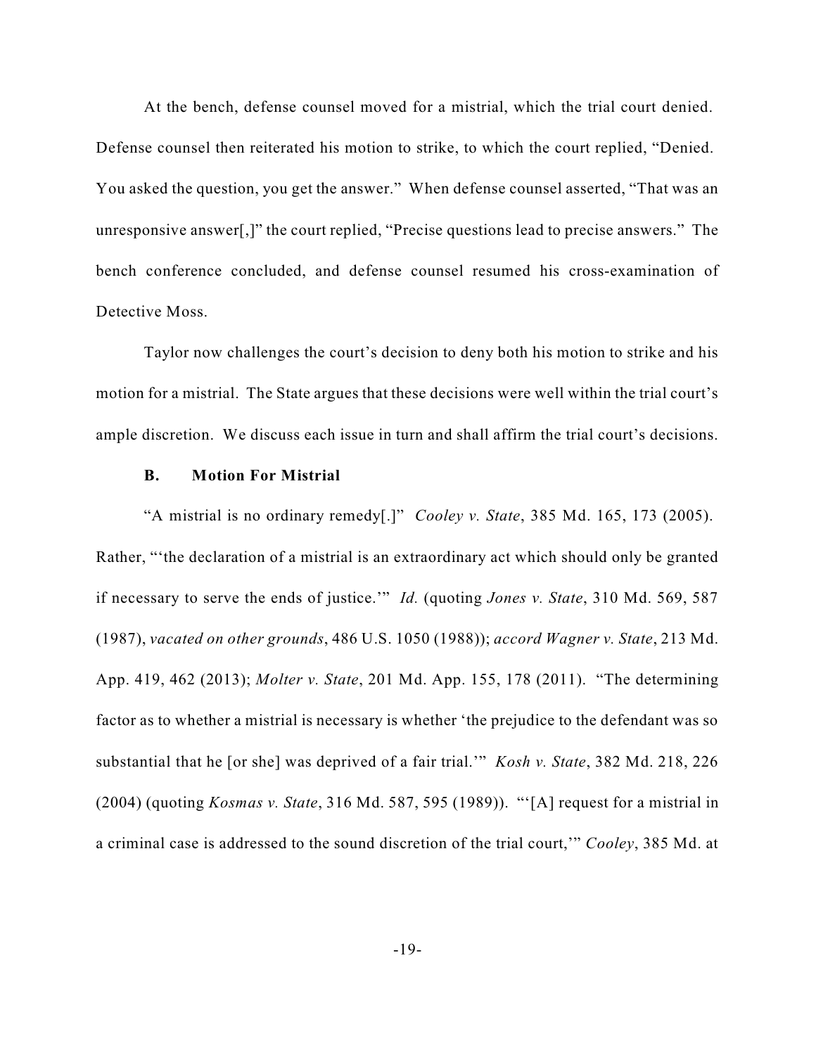At the bench, defense counsel moved for a mistrial, which the trial court denied. Defense counsel then reiterated his motion to strike, to which the court replied, "Denied. You asked the question, you get the answer." When defense counsel asserted, "That was an unresponsive answer[,]" the court replied, "Precise questions lead to precise answers." The bench conference concluded, and defense counsel resumed his cross-examination of Detective Moss.

Taylor now challenges the court's decision to deny both his motion to strike and his motion for a mistrial. The State argues that these decisions were well within the trial court's ample discretion. We discuss each issue in turn and shall affirm the trial court's decisions.

**B. Motion For Mistrial**

"A mistrial is no ordinary remedy[.]" *Cooley v. State*, 385 Md. 165, 173 (2005). Rather, "'the declaration of a mistrial is an extraordinary act which should only be granted if necessary to serve the ends of justice.'" *Id.* (quoting *Jones v. State*, 310 Md. 569, 587 (1987), *vacated on other grounds*, 486 U.S. 1050 (1988)); *accord Wagner v. State*, 213 Md. App. 419, 462 (2013); *Molter v. State*, 201 Md. App. 155, 178 (2011). "The determining factor as to whether a mistrial is necessary is whether 'the prejudice to the defendant was so substantial that he [or she] was deprived of a fair trial.'" *Kosh v. State*, 382 Md. 218, 226 (2004) (quoting *Kosmas v. State*, 316 Md. 587, 595 (1989)). "'[A] request for a mistrial in a criminal case is addressed to the sound discretion of the trial court,'" *Cooley*, 385 Md. at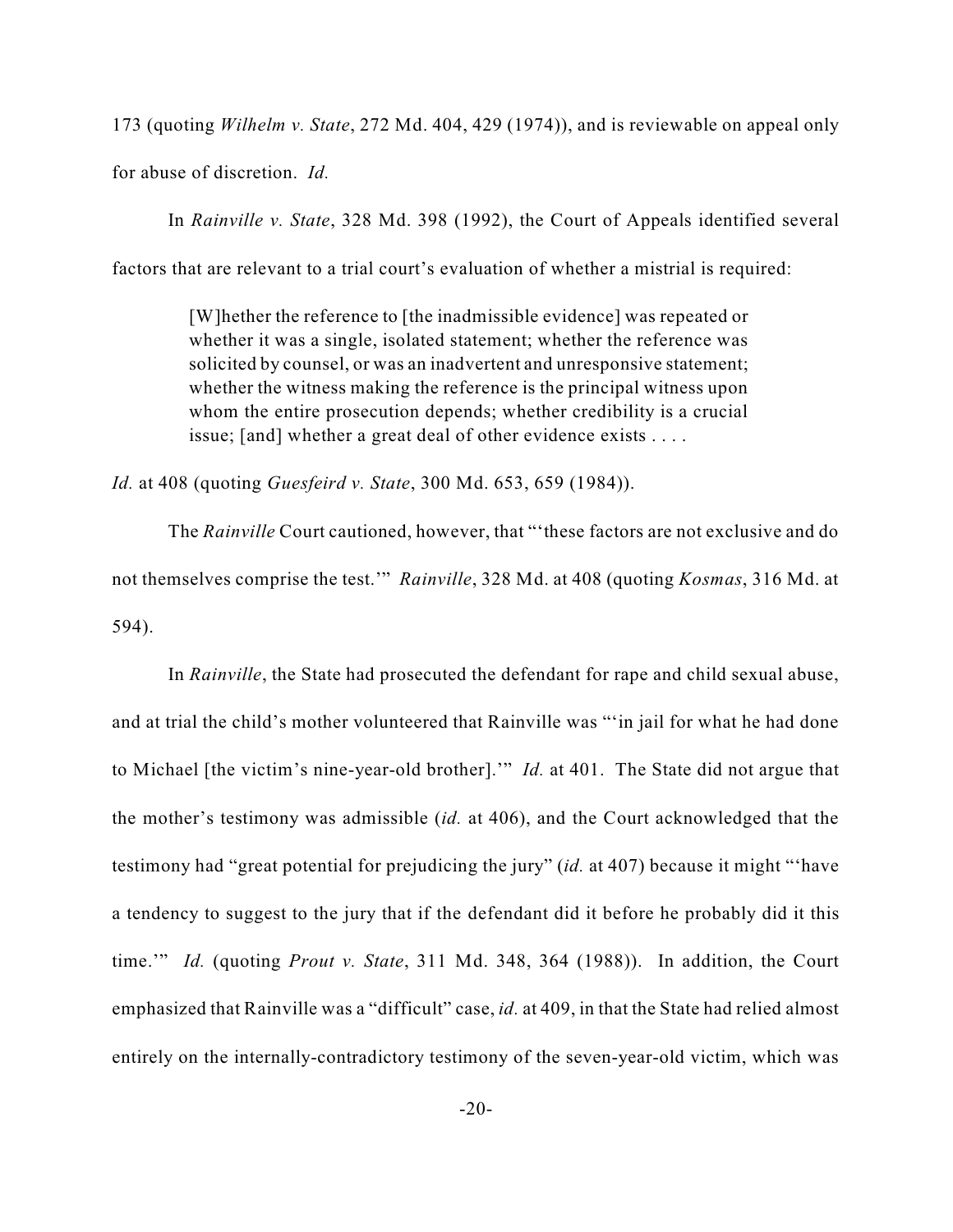173 (quoting *Wilhelm v. State*, 272 Md. 404, 429 (1974)), and is reviewable on appeal only for abuse of discretion. *Id.*

In *Rainville v. State*, 328 Md. 398 (1992), the Court of Appeals identified several factors that are relevant to a trial court's evaluation of whether a mistrial is required:

> [W]hether the reference to [the inadmissible evidence] was repeated or whether it was a single, isolated statement; whether the reference was solicited by counsel, or was an inadvertent and unresponsive statement; whether the witness making the reference is the principal witness upon whom the entire prosecution depends; whether credibility is a crucial issue; [and] whether a great deal of other evidence exists . . . .

*Id.* at 408 (quoting *Guesfeird v. State*, 300 Md. 653, 659 (1984)).

The *Rainville* Court cautioned, however, that "'these factors are not exclusive and do not themselves comprise the test.'" *Rainville*, 328 Md. at 408 (quoting *Kosmas*, 316 Md. at 594).

In *Rainville*, the State had prosecuted the defendant for rape and child sexual abuse, and at trial the child's mother volunteered that Rainville was "'in jail for what he had done to Michael [the victim's nine-year-old brother].'" *Id.* at 401. The State did not argue that the mother's testimony was admissible (*id.* at 406), and the Court acknowledged that the testimony had "great potential for prejudicing the jury" (*id.* at 407) because it might "'have a tendency to suggest to the jury that if the defendant did it before he probably did it this time.'" *Id.* (quoting *Prout v. State*, 311 Md. 348, 364 (1988)). In addition, the Court emphasized that Rainville was a "difficult" case, *id.* at 409, in that the State had relied almost entirely on the internally-contradictory testimony of the seven-year-old victim, which was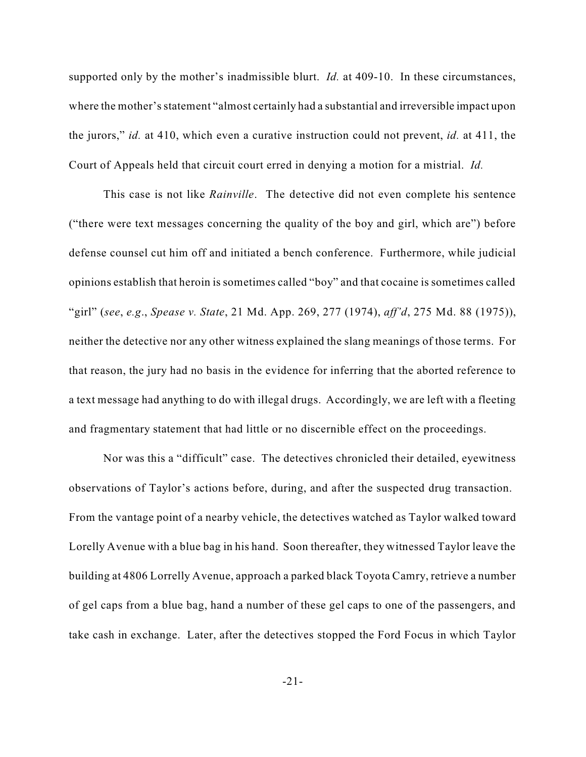supported only by the mother's inadmissible blurt. *Id.* at 409-10. In these circumstances, where the mother's statement "almost certainly had a substantial and irreversible impact upon the jurors," *id.* at 410, which even a curative instruction could not prevent, *id.* at 411, the Court of Appeals held that circuit court erred in denying a motion for a mistrial. *Id.*

This case is not like *Rainville*. The detective did not even complete his sentence ("there were text messages concerning the quality of the boy and girl, which are") before defense counsel cut him off and initiated a bench conference. Furthermore, while judicial opinions establish that heroin is sometimes called "boy" and that cocaine is sometimes called "girl" (*see*, *e.g.*, *Spease v. State*, 21 Md. App. 269, 277 (1974), *aff'd*, 275 Md. 88 (1975)), neither the detective nor any other witness explained the slang meanings of those terms. For that reason, the jury had no basis in the evidence for inferring that the aborted reference to a text message had anything to do with illegal drugs. Accordingly, we are left with a fleeting and fragmentary statement that had little or no discernible effect on the proceedings.

Nor was this a "difficult" case. The detectives chronicled their detailed, eyewitness observations of Taylor's actions before, during, and after the suspected drug transaction. From the vantage point of a nearby vehicle, the detectives watched as Taylor walked toward Lorelly Avenue with a blue bag in his hand. Soon thereafter, they witnessed Taylor leave the building at 4806 Lorrelly Avenue, approach a parked black Toyota Camry, retrieve a number of gel caps from a blue bag, hand a number of these gel caps to one of the passengers, and take cash in exchange. Later, after the detectives stopped the Ford Focus in which Taylor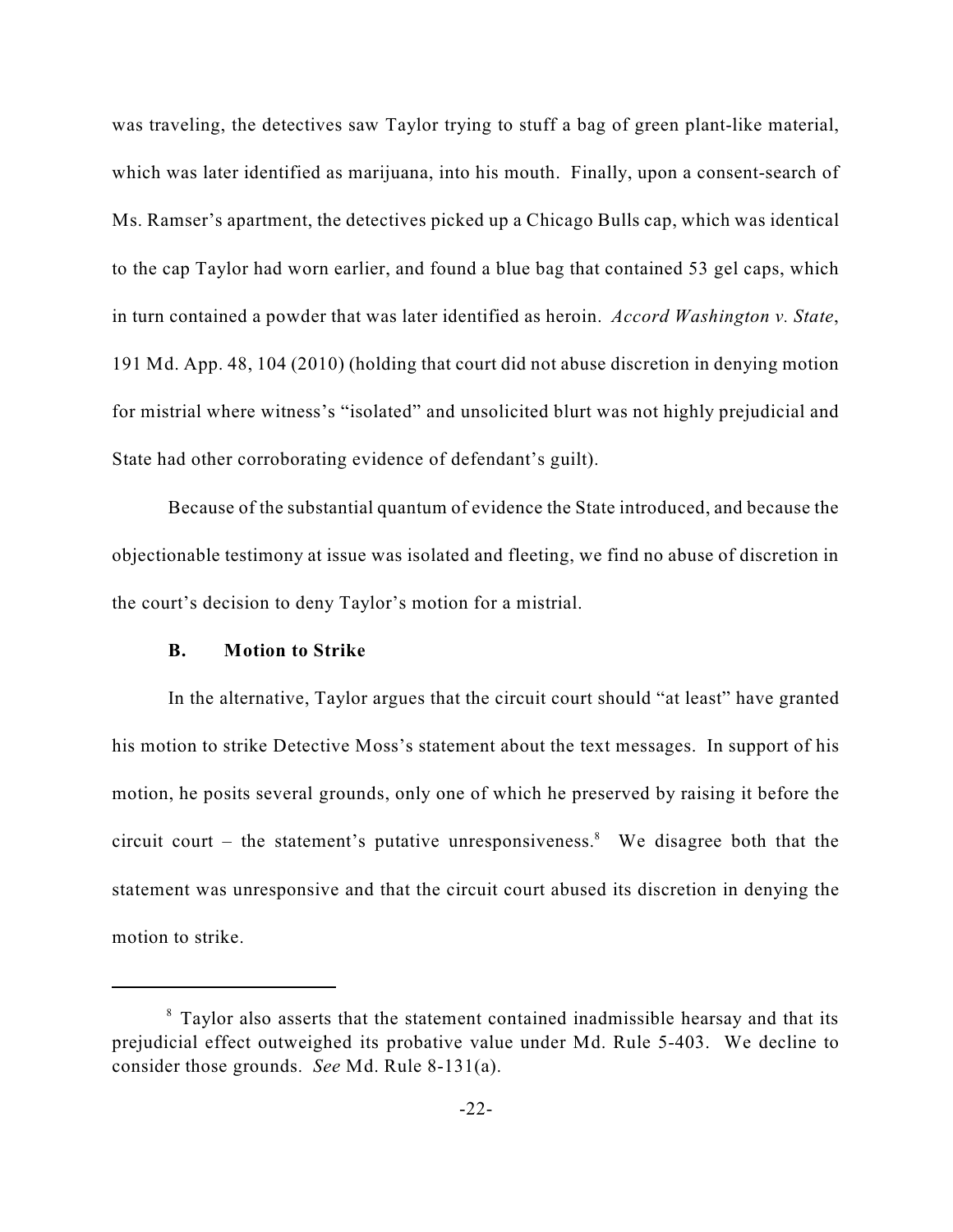was traveling, the detectives saw Taylor trying to stuff a bag of green plant-like material, which was later identified as marijuana, into his mouth. Finally, upon a consent-search of Ms. Ramser's apartment, the detectives picked up a Chicago Bulls cap, which was identical to the cap Taylor had worn earlier, and found a blue bag that contained 53 gel caps, which in turn contained a powder that was later identified as heroin. *Accord Washington v. State*, 191 Md. App. 48, 104 (2010) (holding that court did not abuse discretion in denying motion for mistrial where witness's "isolated" and unsolicited blurt was not highly prejudicial and State had other corroborating evidence of defendant's guilt).

Because of the substantial quantum of evidence the State introduced, and because the objectionable testimony at issue was isolated and fleeting, we find no abuse of discretion in the court's decision to deny Taylor's motion for a mistrial.

**B. Motion to Strike**

In the alternative, Taylor argues that the circuit court should "at least" have granted his motion to strike Detective Moss's statement about the text messages. In support of his motion, he posits several grounds, only one of which he preserved by raising it before the circuit court – the statement's putative unresponsiveness.[8] We disagree both that the statement was unresponsive and that the circuit court abused its discretion in denying the motion to strike.

---

[8] Taylor also asserts that the statement contained inadmissible hearsay and that its prejudicial effect outweighed its probative value under Md. Rule 5-403. We decline to consider those grounds. *See* Md. Rule 8-131(a).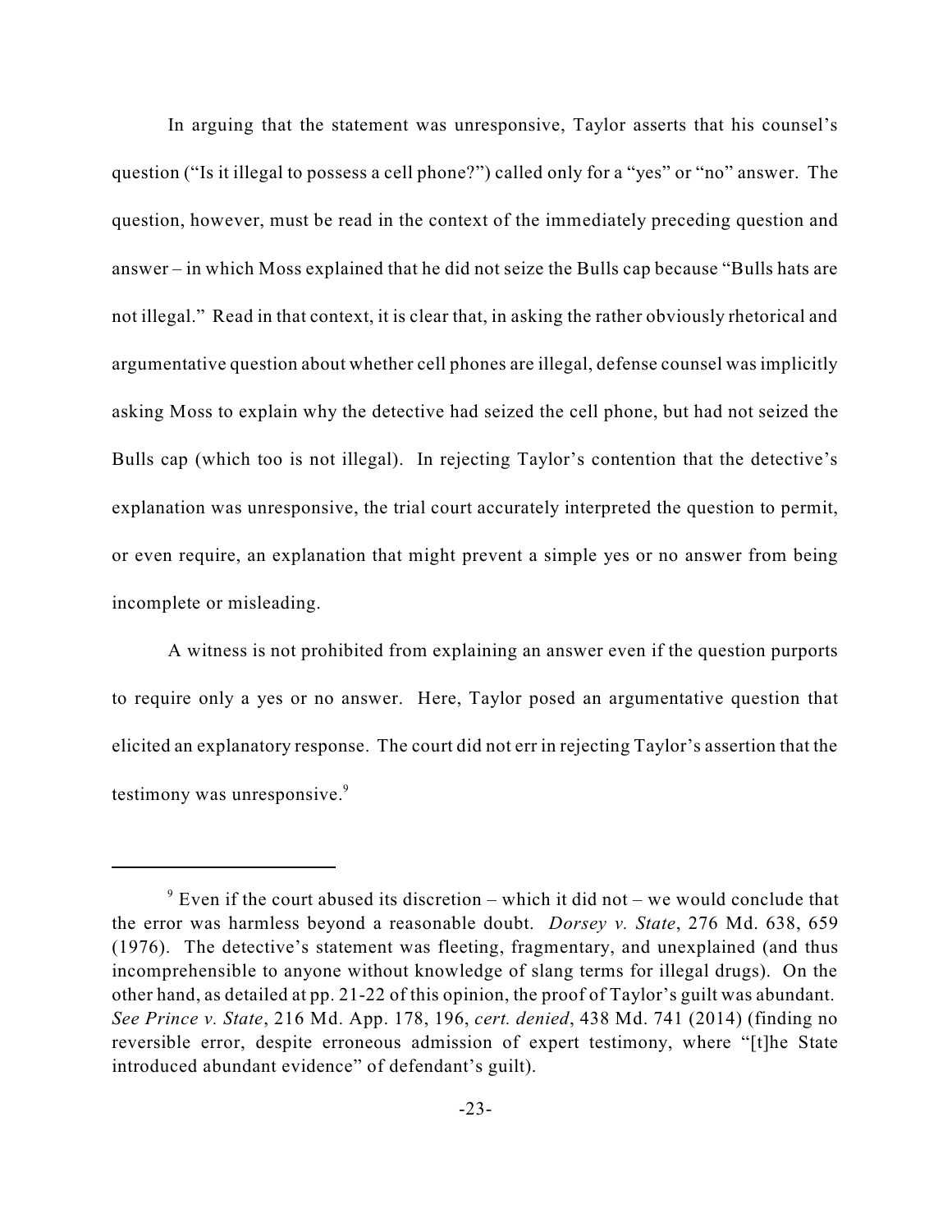In arguing that the statement was unresponsive, Taylor asserts that his counsel's question ("Is it illegal to possess a cell phone?") called only for a "yes" or "no" answer. The question, however, must be read in the context of the immediately preceding question and answer – in which Moss explained that he did not seize the Bulls cap because "Bulls hats are not illegal." Read in that context, it is clear that, in asking the rather obviously rhetorical and argumentative question about whether cell phones are illegal, defense counsel was implicitly asking Moss to explain why the detective had seized the cell phone, but had not seized the Bulls cap (which too is not illegal). In rejecting Taylor's contention that the detective's explanation was unresponsive, the trial court accurately interpreted the question to permit, or even require, an explanation that might prevent a simple yes or no answer from being incomplete or misleading.

A witness is not prohibited from explaining an answer even if the question purports to require only a yes or no answer. Here, Taylor posed an argumentative question that elicited an explanatory response. The court did not err in rejecting Taylor's assertion that the testimony was unresponsive.[9]

---

[9] Even if the court abused its discretion – which it did not – we would conclude that the error was harmless beyond a reasonable doubt. *Dorsey v. State*, 276 Md. 638, 659 (1976). The detective's statement was fleeting, fragmentary, and unexplained (and thus incomprehensible to anyone without knowledge of slang terms for illegal drugs). On the other hand, as detailed at pp. 21-22 of this opinion, the proof of Taylor's guilt was abundant. *See Prince v. State*, 216 Md. App. 178, 196, *cert. denied*, 438 Md. 741 (2014) (finding no reversible error, despite erroneous admission of expert testimony, where "[t]he State introduced abundant evidence" of defendant's guilt).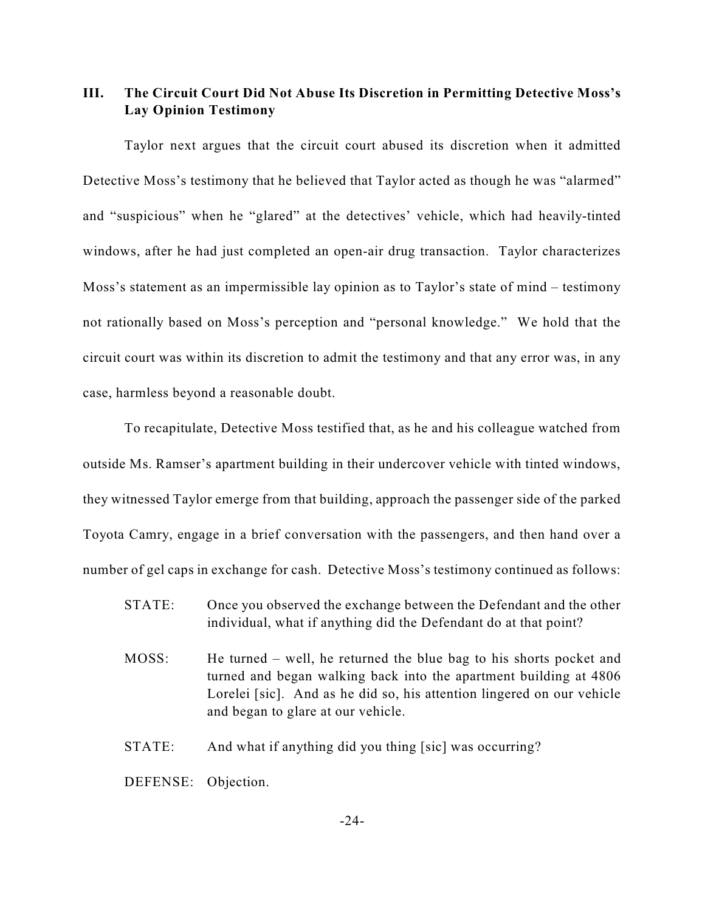### III. The Circuit Court Did Not Abuse Its Discretion in Permitting Detective Moss's Lay Opinion Testimony

Taylor next argues that the circuit court abused its discretion when it admitted Detective Moss's testimony that he believed that Taylor acted as though he was "alarmed" and "suspicious" when he "glared" at the detectives' vehicle, which had heavily-tinted windows, after he had just completed an open-air drug transaction. Taylor characterizes Moss's statement as an impermissible lay opinion as to Taylor's state of mind – testimony not rationally based on Moss's perception and "personal knowledge." We hold that the circuit court was within its discretion to admit the testimony and that any error was, in any case, harmless beyond a reasonable doubt.

To recapitulate, Detective Moss testified that, as he and his colleague watched from outside Ms. Ramser's apartment building in their undercover vehicle with tinted windows, they witnessed Taylor emerge from that building, approach the passenger side of the parked Toyota Camry, engage in a brief conversation with the passengers, and then hand over a number of gel caps in exchange for cash. Detective Moss's testimony continued as follows:

> STATE: Once you observed the exchange between the Defendant and the other individual, what if anything did the Defendant do at that point?
>
> MOSS: He turned – well, he returned the blue bag to his shorts pocket and turned and began walking back into the apartment building at 4806 Lorelei [sic]. And as he did so, his attention lingered on our vehicle and began to glare at our vehicle.
>
> STATE: And what if anything did you thing [sic] was occurring?
>
> DEFENSE: Objection.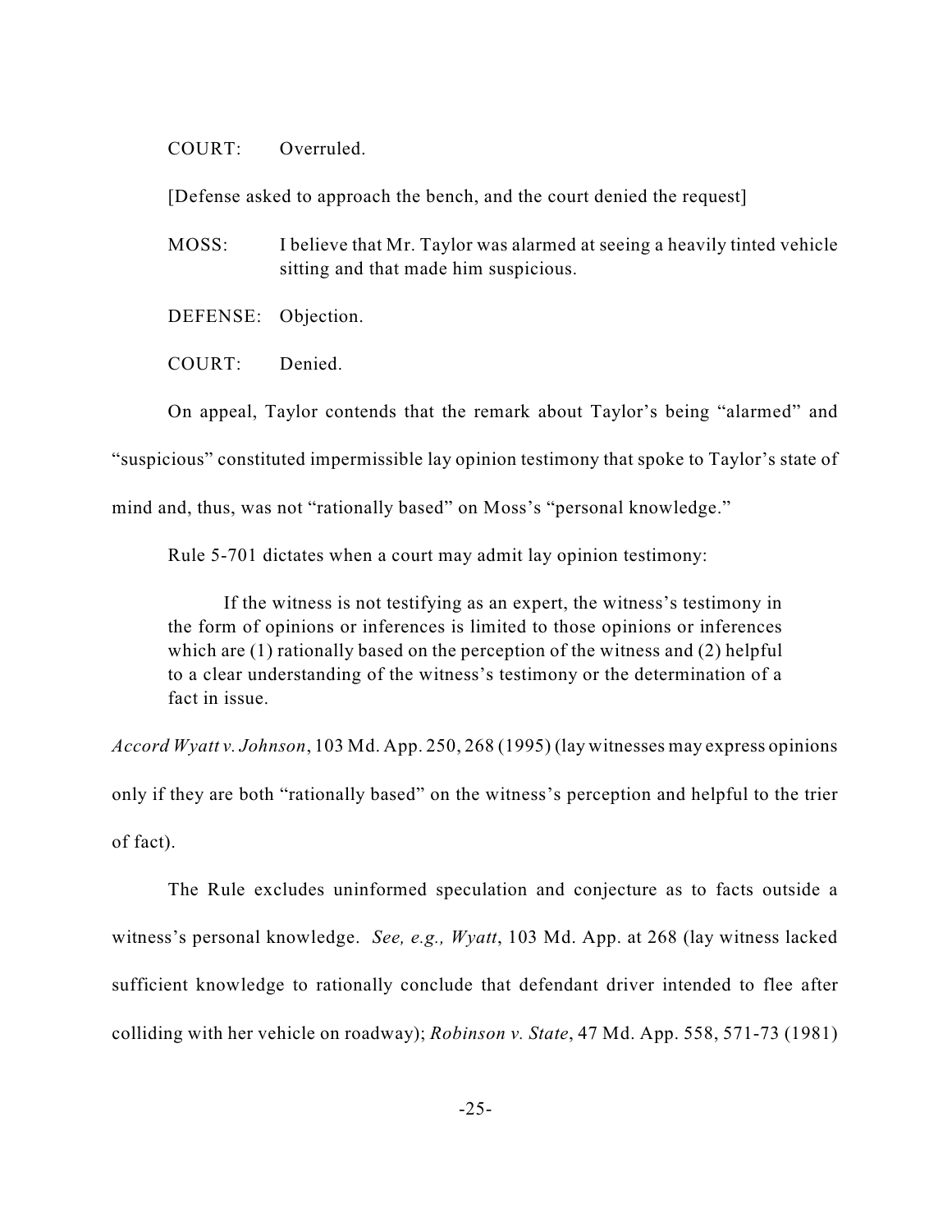COURT: Overruled.

[Defense asked to approach the bench, and the court denied the request]

MOSS: I believe that Mr. Taylor was alarmed at seeing a heavily tinted vehicle sitting and that made him suspicious.

DEFENSE: Objection.

COURT: Denied.

On appeal, Taylor contends that the remark about Taylor's being "alarmed" and "suspicious" constituted impermissible lay opinion testimony that spoke to Taylor's state of mind and, thus, was not "rationally based" on Moss's "personal knowledge."

Rule 5-701 dictates when a court may admit lay opinion testimony:

> If the witness is not testifying as an expert, the witness's testimony in the form of opinions or inferences is limited to those opinions or inferences which are (1) rationally based on the perception of the witness and (2) helpful to a clear understanding of the witness's testimony or the determination of a fact in issue.

*Accord Wyatt v. Johnson*, 103 Md. App. 250, 268 (1995) (lay witnesses may express opinions only if they are both "rationally based" on the witness's perception and helpful to the trier of fact).

The Rule excludes uninformed speculation and conjecture as to facts outside a witness's personal knowledge. *See, e.g., Wyatt*, 103 Md. App. at 268 (lay witness lacked sufficient knowledge to rationally conclude that defendant driver intended to flee after colliding with her vehicle on roadway); *Robinson v. State*, 47 Md. App. 558, 571-73 (1981)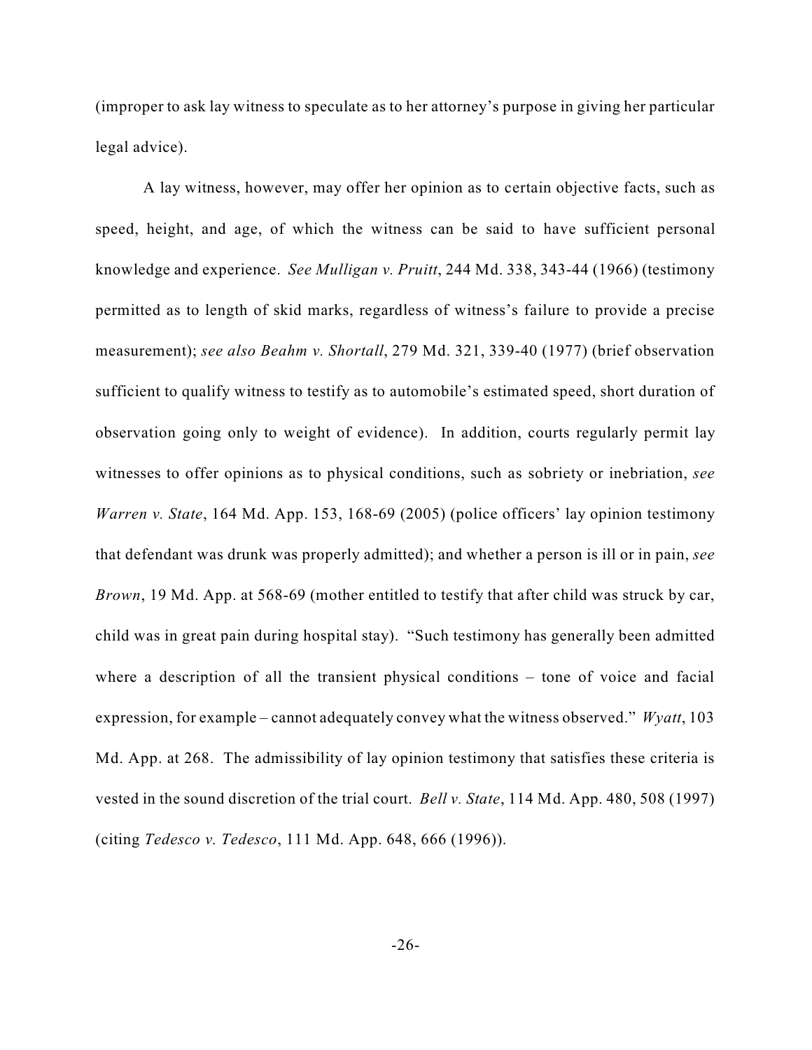(improper to ask lay witness to speculate as to her attorney's purpose in giving her particular legal advice).

A lay witness, however, may offer her opinion as to certain objective facts, such as speed, height, and age, of which the witness can be said to have sufficient personal knowledge and experience. *See Mulligan v. Pruitt*, 244 Md. 338, 343-44 (1966) (testimony permitted as to length of skid marks, regardless of witness's failure to provide a precise measurement); *see also Beahm v. Shortall*, 279 Md. 321, 339-40 (1977) (brief observation sufficient to qualify witness to testify as to automobile's estimated speed, short duration of observation going only to weight of evidence). In addition, courts regularly permit lay witnesses to offer opinions as to physical conditions, such as sobriety or inebriation, *see Warren v. State*, 164 Md. App. 153, 168-69 (2005) (police officers' lay opinion testimony that defendant was drunk was properly admitted); and whether a person is ill or in pain, *see Brown*, 19 Md. App. at 568-69 (mother entitled to testify that after child was struck by car, child was in great pain during hospital stay). "Such testimony has generally been admitted where a description of all the transient physical conditions – tone of voice and facial expression, for example – cannot adequately convey what the witness observed." *Wyatt*, 103 Md. App. at 268. The admissibility of lay opinion testimony that satisfies these criteria is vested in the sound discretion of the trial court. *Bell v. State*, 114 Md. App. 480, 508 (1997) (citing *Tedesco v. Tedesco*, 111 Md. App. 648, 666 (1996)).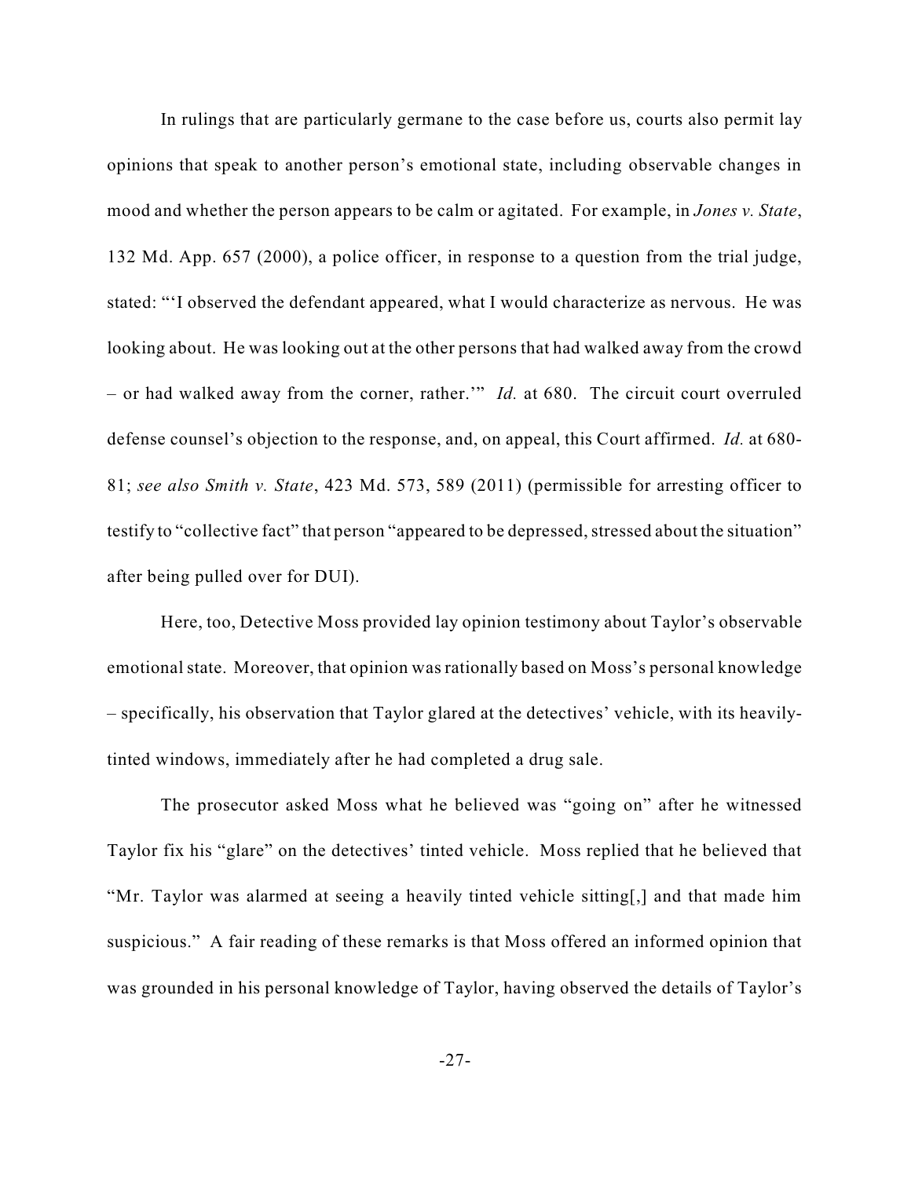In rulings that are particularly germane to the case before us, courts also permit lay opinions that speak to another person's emotional state, including observable changes in mood and whether the person appears to be calm or agitated. For example, in *Jones v. State*, 132 Md. App. 657 (2000), a police officer, in response to a question from the trial judge, stated: "'I observed the defendant appeared, what I would characterize as nervous. He was looking about. He was looking out at the other persons that had walked away from the crowd – or had walked away from the corner, rather.'" *Id.* at 680. The circuit court overruled defense counsel's objection to the response, and, on appeal, this Court affirmed. *Id.* at 680-81; *see also Smith v. State*, 423 Md. 573, 589 (2011) (permissible for arresting officer to testify to "collective fact" that person "appeared to be depressed, stressed about the situation" after being pulled over for DUI).

Here, too, Detective Moss provided lay opinion testimony about Taylor's observable emotional state. Moreover, that opinion was rationally based on Moss's personal knowledge – specifically, his observation that Taylor glared at the detectives' vehicle, with its heavily-tinted windows, immediately after he had completed a drug sale.

The prosecutor asked Moss what he believed was "going on" after he witnessed Taylor fix his "glare" on the detectives' tinted vehicle. Moss replied that he believed that "Mr. Taylor was alarmed at seeing a heavily tinted vehicle sitting[,] and that made him suspicious." A fair reading of these remarks is that Moss offered an informed opinion that was grounded in his personal knowledge of Taylor, having observed the details of Taylor's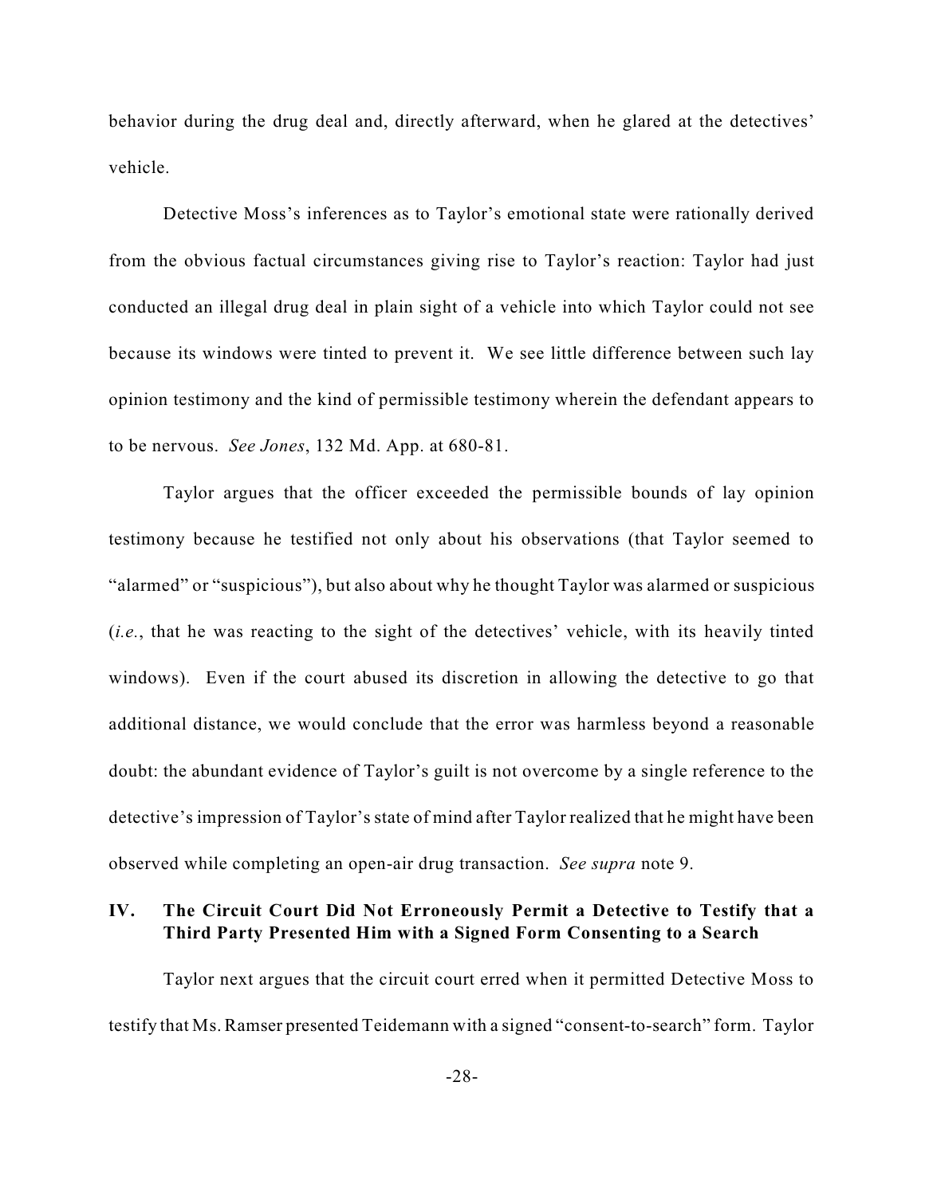behavior during the drug deal and, directly afterward, when he glared at the detectives' vehicle.

Detective Moss's inferences as to Taylor's emotional state were rationally derived from the obvious factual circumstances giving rise to Taylor's reaction: Taylor had just conducted an illegal drug deal in plain sight of a vehicle into which Taylor could not see because its windows were tinted to prevent it. We see little difference between such lay opinion testimony and the kind of permissible testimony wherein the defendant appears to to be nervous. *See Jones*, 132 Md. App. at 680-81.

Taylor argues that the officer exceeded the permissible bounds of lay opinion testimony because he testified not only about his observations (that Taylor seemed to "alarmed" or "suspicious"), but also about why he thought Taylor was alarmed or suspicious (*i.e.*, that he was reacting to the sight of the detectives' vehicle, with its heavily tinted windows). Even if the court abused its discretion in allowing the detective to go that additional distance, we would conclude that the error was harmless beyond a reasonable doubt: the abundant evidence of Taylor's guilt is not overcome by a single reference to the detective's impression of Taylor's state of mind after Taylor realized that he might have been observed while completing an open-air drug transaction. *See supra* note 9.

## IV. The Circuit Court Did Not Erroneously Permit a Detective to Testify that a Third Party Presented Him with a Signed Form Consenting to a Search

Taylor next argues that the circuit court erred when it permitted Detective Moss to testify that Ms. Ramser presented Teidemann with a signed "consent-to-search" form. Taylor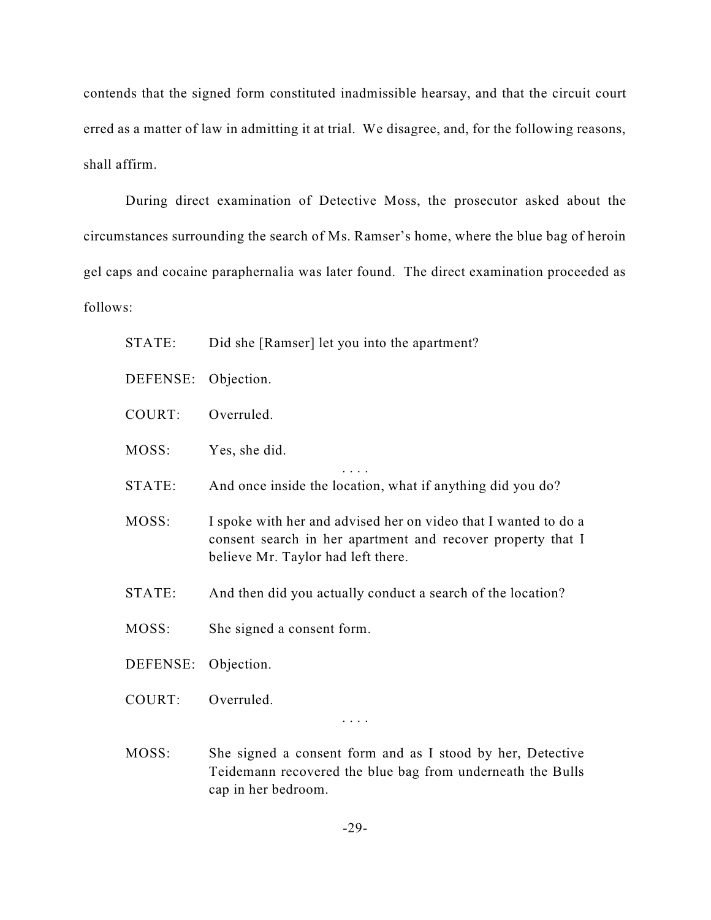contends that the signed form constituted inadmissible hearsay, and that the circuit court erred as a matter of law in admitting it at trial. We disagree, and, for the following reasons, shall affirm.

During direct examination of Detective Moss, the prosecutor asked about the circumstances surrounding the search of Ms. Ramser's home, where the blue bag of heroin gel caps and cocaine paraphernalia was later found. The direct examination proceeded as follows:

> STATE: Did she [Ramser] let you into the apartment?
>
> DEFENSE: Objection.
>
> COURT: Overruled.
>
> MOSS: Yes, she did.
>
> . . . .
>
> STATE: And once inside the location, what if anything did you do?
>
> MOSS: I spoke with her and advised her on video that I wanted to do a consent search in her apartment and recover property that I believe Mr. Taylor had left there.
>
> STATE: And then did you actually conduct a search of the location?
>
> MOSS: She signed a consent form.
>
> DEFENSE: Objection.
>
> COURT: Overruled.
>
> . . . .
>
> MOSS: She signed a consent form and as I stood by her, Detective Teidemann recovered the blue bag from underneath the Bulls cap in her bedroom.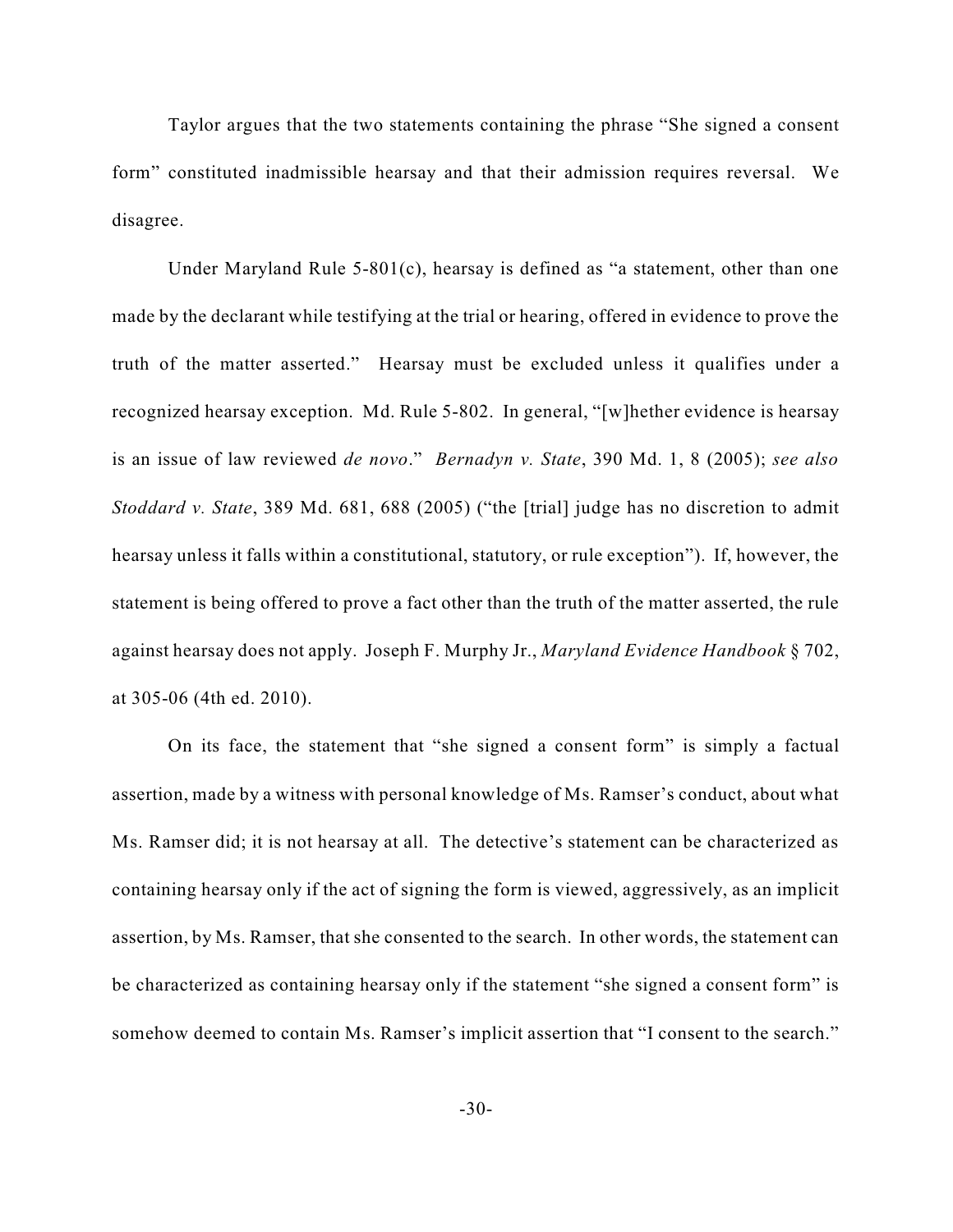Taylor argues that the two statements containing the phrase "She signed a consent form" constituted inadmissible hearsay and that their admission requires reversal. We disagree.

Under Maryland Rule 5-801(c), hearsay is defined as "a statement, other than one made by the declarant while testifying at the trial or hearing, offered in evidence to prove the truth of the matter asserted." Hearsay must be excluded unless it qualifies under a recognized hearsay exception. Md. Rule 5-802. In general, "[w]hether evidence is hearsay is an issue of law reviewed *de novo*." *Bernadyn v. State*, 390 Md. 1, 8 (2005); *see also Stoddard v. State*, 389 Md. 681, 688 (2005) ("the [trial] judge has no discretion to admit hearsay unless it falls within a constitutional, statutory, or rule exception"). If, however, the statement is being offered to prove a fact other than the truth of the matter asserted, the rule against hearsay does not apply. Joseph F. Murphy Jr., *Maryland Evidence Handbook* § 702, at 305-06 (4th ed. 2010).

On its face, the statement that "she signed a consent form" is simply a factual assertion, made by a witness with personal knowledge of Ms. Ramser's conduct, about what Ms. Ramser did; it is not hearsay at all. The detective's statement can be characterized as containing hearsay only if the act of signing the form is viewed, aggressively, as an implicit assertion, by Ms. Ramser, that she consented to the search. In other words, the statement can be characterized as containing hearsay only if the statement "she signed a consent form" is somehow deemed to contain Ms. Ramser's implicit assertion that "I consent to the search."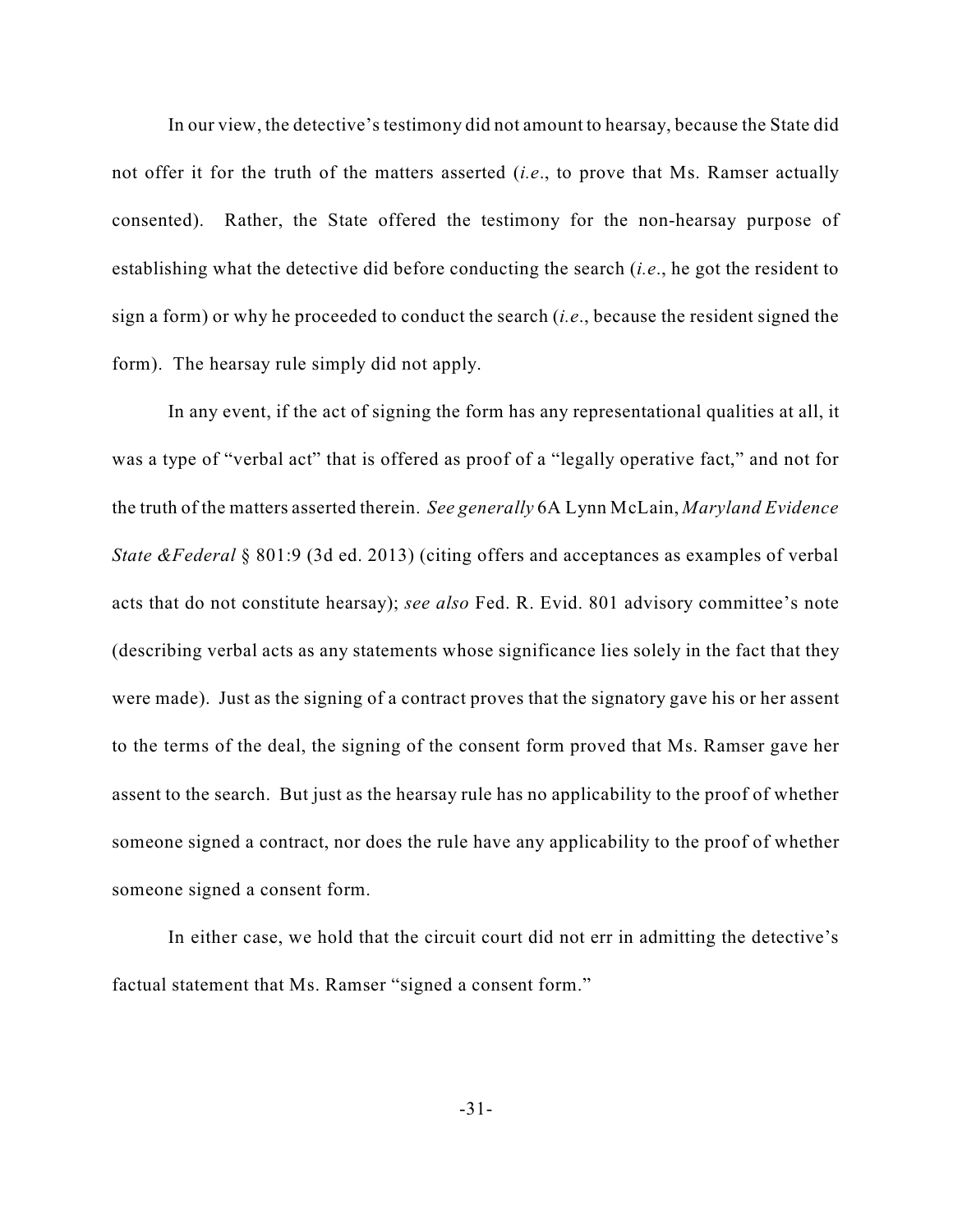In our view, the detective's testimony did not amount to hearsay, because the State did not offer it for the truth of the matters asserted (*i.e*., to prove that Ms. Ramser actually consented). Rather, the State offered the testimony for the non-hearsay purpose of establishing what the detective did before conducting the search (*i.e*., he got the resident to sign a form) or why he proceeded to conduct the search (*i.e*., because the resident signed the form). The hearsay rule simply did not apply.

In any event, if the act of signing the form has any representational qualities at all, it was a type of "verbal act" that is offered as proof of a "legally operative fact," and not for the truth of the matters asserted therein. *See generally* 6A Lynn McLain, *Maryland Evidence State &Federal* § 801:9 (3d ed. 2013) (citing offers and acceptances as examples of verbal acts that do not constitute hearsay); *see also* Fed. R. Evid. 801 advisory committee's note (describing verbal acts as any statements whose significance lies solely in the fact that they were made). Just as the signing of a contract proves that the signatory gave his or her assent to the terms of the deal, the signing of the consent form proved that Ms. Ramser gave her assent to the search. But just as the hearsay rule has no applicability to the proof of whether someone signed a contract, nor does the rule have any applicability to the proof of whether someone signed a consent form.

In either case, we hold that the circuit court did not err in admitting the detective's factual statement that Ms. Ramser "signed a consent form."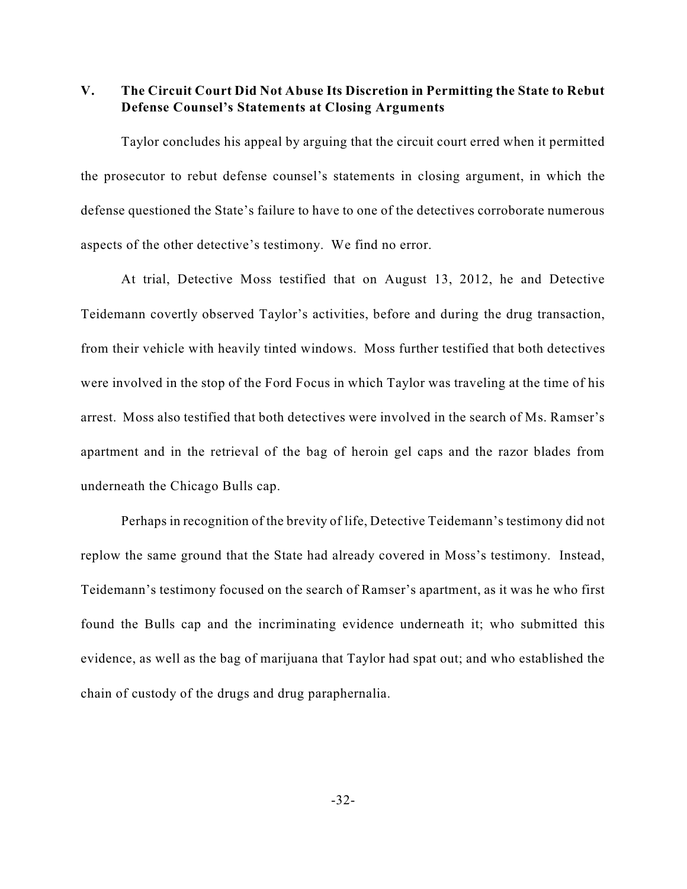## V. The Circuit Court Did Not Abuse Its Discretion in Permitting the State to Rebut Defense Counsel's Statements at Closing Arguments

Taylor concludes his appeal by arguing that the circuit court erred when it permitted the prosecutor to rebut defense counsel's statements in closing argument, in which the defense questioned the State's failure to have to one of the detectives corroborate numerous aspects of the other detective's testimony. We find no error.

At trial, Detective Moss testified that on August 13, 2012, he and Detective Teidemann covertly observed Taylor's activities, before and during the drug transaction, from their vehicle with heavily tinted windows. Moss further testified that both detectives were involved in the stop of the Ford Focus in which Taylor was traveling at the time of his arrest. Moss also testified that both detectives were involved in the search of Ms. Ramser's apartment and in the retrieval of the bag of heroin gel caps and the razor blades from underneath the Chicago Bulls cap.

Perhaps in recognition of the brevity of life, Detective Teidemann's testimony did not replow the same ground that the State had already covered in Moss's testimony. Instead, Teidemann's testimony focused on the search of Ramser's apartment, as it was he who first found the Bulls cap and the incriminating evidence underneath it; who submitted this evidence, as well as the bag of marijuana that Taylor had spat out; and who established the chain of custody of the drugs and drug paraphernalia.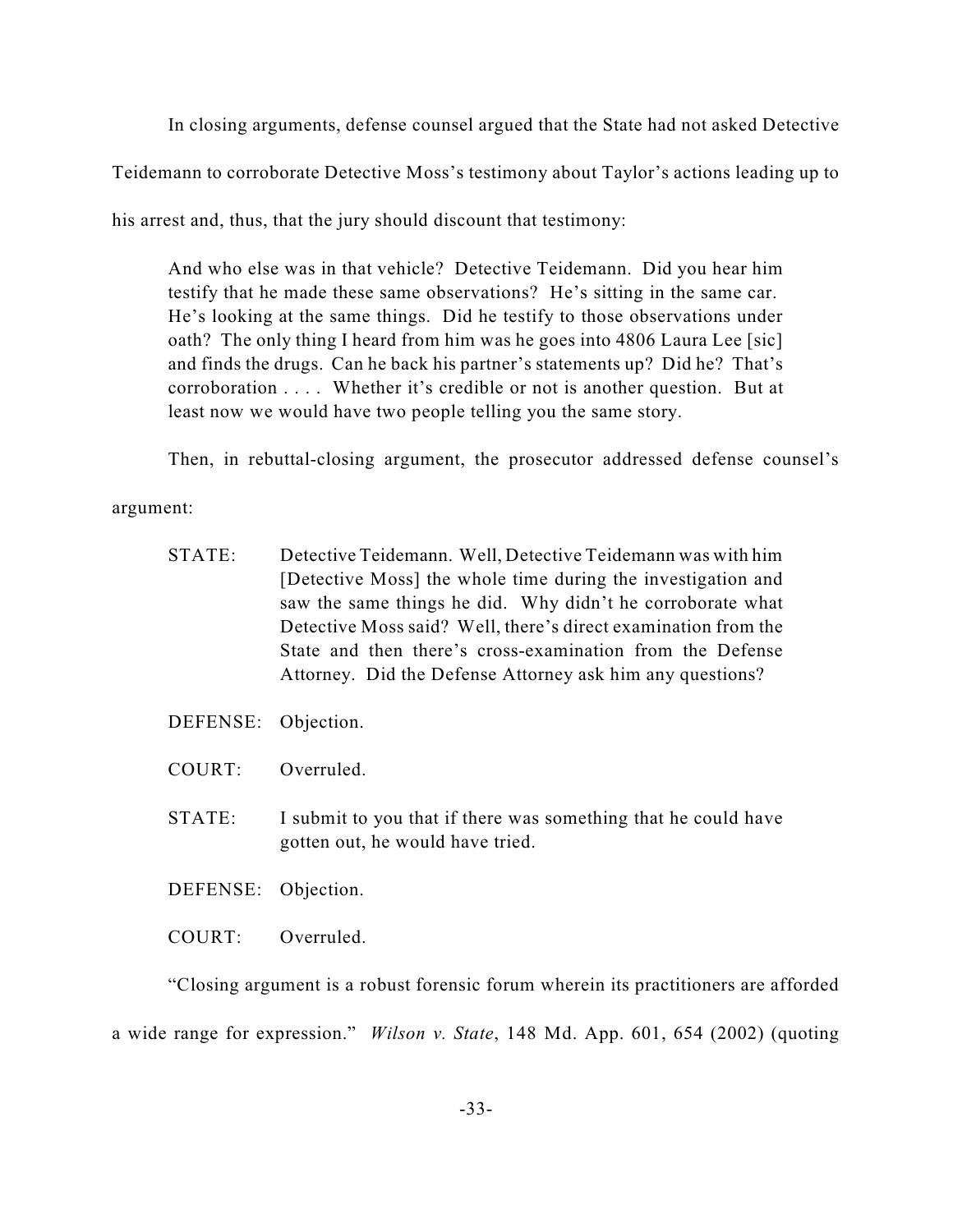In closing arguments, defense counsel argued that the State had not asked Detective Teidemann to corroborate Detective Moss's testimony about Taylor's actions leading up to his arrest and, thus, that the jury should discount that testimony:

> And who else was in that vehicle? Detective Teidemann. Did you hear him testify that he made these same observations? He's sitting in the same car. He's looking at the same things. Did he testify to those observations under oath? The only thing I heard from him was he goes into 4806 Laura Lee [sic] and finds the drugs. Can he back his partner's statements up? Did he? That's corroboration . . . . Whether it's credible or not is another question. But at least now we would have two people telling you the same story.

Then, in rebuttal-closing argument, the prosecutor addressed defense counsel's argument:

> STATE: Detective Teidemann. Well, Detective Teidemann was with him [Detective Moss] the whole time during the investigation and saw the same things he did. Why didn't he corroborate what Detective Moss said? Well, there's direct examination from the State and then there's cross-examination from the Defense Attorney. Did the Defense Attorney ask him any questions?
>
> DEFENSE: Objection.
>
> COURT: Overruled.
>
> STATE: I submit to you that if there was something that he could have gotten out, he would have tried.
>
> DEFENSE: Objection.
>
> COURT: Overruled.

"Closing argument is a robust forensic forum wherein its practitioners are afforded a wide range for expression." *Wilson v. State*, 148 Md. App. 601, 654 (2002) (quoting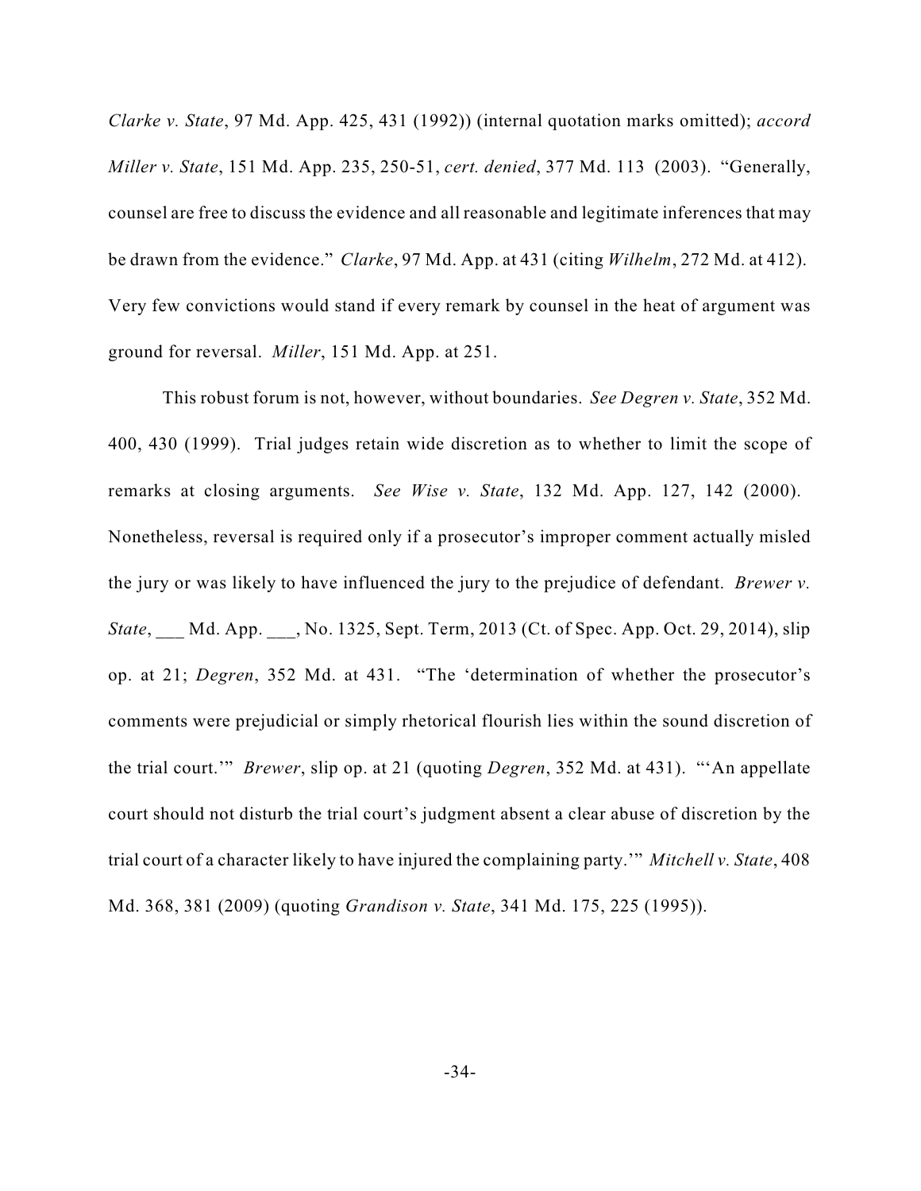*Clarke v. State*, 97 Md. App. 425, 431 (1992)) (internal quotation marks omitted); *accord Miller v. State*, 151 Md. App. 235, 250-51, *cert. denied*, 377 Md. 113 (2003). "Generally, counsel are free to discuss the evidence and all reasonable and legitimate inferences that may be drawn from the evidence." *Clarke*, 97 Md. App. at 431 (citing *Wilhelm*, 272 Md. at 412). Very few convictions would stand if every remark by counsel in the heat of argument was ground for reversal. *Miller*, 151 Md. App. at 251.

This robust forum is not, however, without boundaries. *See Degren v. State*, 352 Md. 400, 430 (1999). Trial judges retain wide discretion as to whether to limit the scope of remarks at closing arguments. *See Wise v. State*, 132 Md. App. 127, 142 (2000). Nonetheless, reversal is required only if a prosecutor's improper comment actually misled the jury or was likely to have influenced the jury to the prejudice of defendant. *Brewer v. State*, ___ Md. App. ___, No. 1325, Sept. Term, 2013 (Ct. of Spec. App. Oct. 29, 2014), slip op. at 21; *Degren*, 352 Md. at 431. "The 'determination of whether the prosecutor's comments were prejudicial or simply rhetorical flourish lies within the sound discretion of the trial court.'" *Brewer*, slip op. at 21 (quoting *Degren*, 352 Md. at 431). "'An appellate court should not disturb the trial court's judgment absent a clear abuse of discretion by the trial court of a character likely to have injured the complaining party.'" *Mitchell v. State*, 408 Md. 368, 381 (2009) (quoting *Grandison v. State*, 341 Md. 175, 225 (1995)).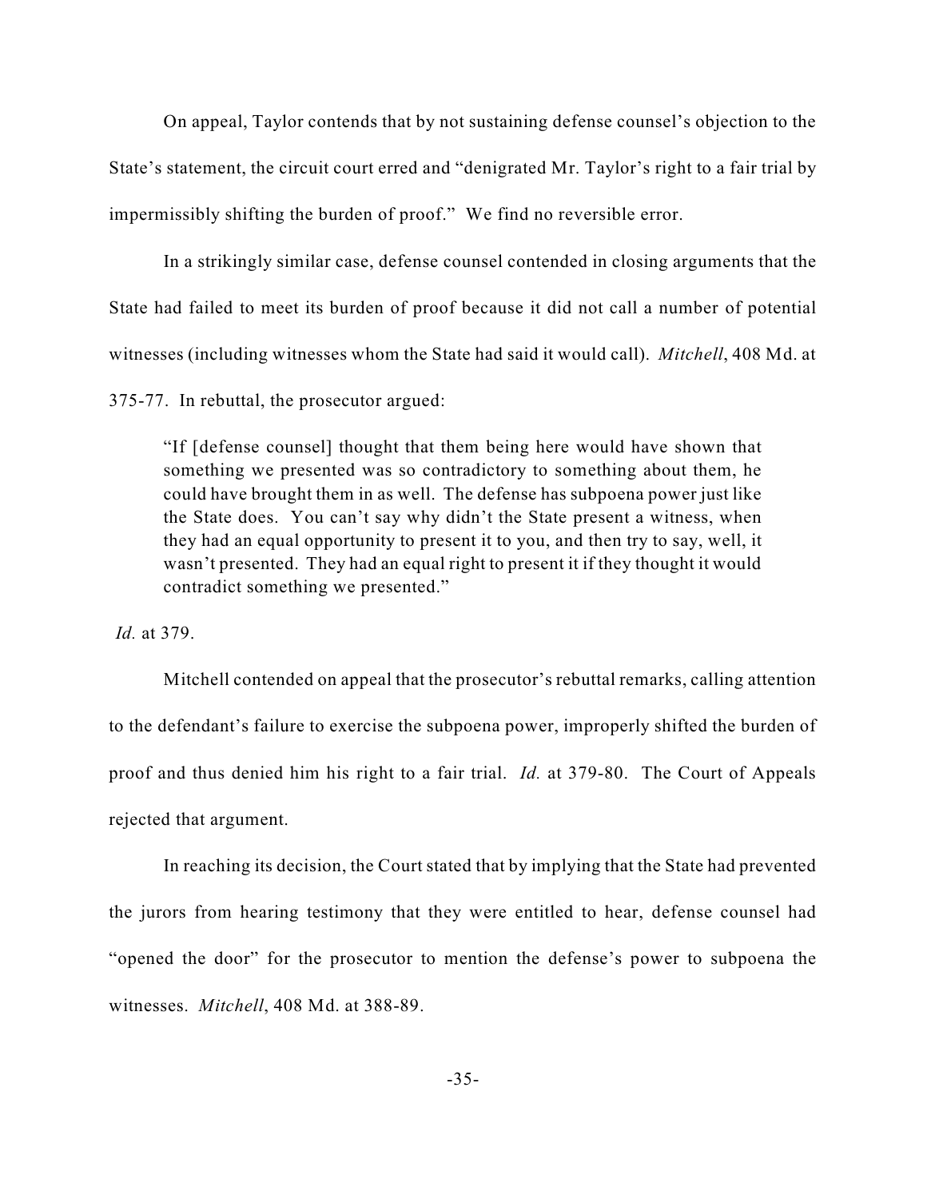On appeal, Taylor contends that by not sustaining defense counsel's objection to the State's statement, the circuit court erred and "denigrated Mr. Taylor's right to a fair trial by impermissibly shifting the burden of proof." We find no reversible error.

In a strikingly similar case, defense counsel contended in closing arguments that the State had failed to meet its burden of proof because it did not call a number of potential witnesses (including witnesses whom the State had said it would call). *Mitchell*, 408 Md. at 375-77. In rebuttal, the prosecutor argued:

> "If [defense counsel] thought that them being here would have shown that something we presented was so contradictory to something about them, he could have brought them in as well. The defense has subpoena power just like the State does. You can't say why didn't the State present a witness, when they had an equal opportunity to present it to you, and then try to say, well, it wasn't presented. They had an equal right to present it if they thought it would contradict something we presented."

*Id.* at 379.

Mitchell contended on appeal that the prosecutor's rebuttal remarks, calling attention to the defendant's failure to exercise the subpoena power, improperly shifted the burden of proof and thus denied him his right to a fair trial. *Id.* at 379-80. The Court of Appeals rejected that argument.

In reaching its decision, the Court stated that by implying that the State had prevented the jurors from hearing testimony that they were entitled to hear, defense counsel had "opened the door" for the prosecutor to mention the defense's power to subpoena the witnesses. *Mitchell*, 408 Md. at 388-89.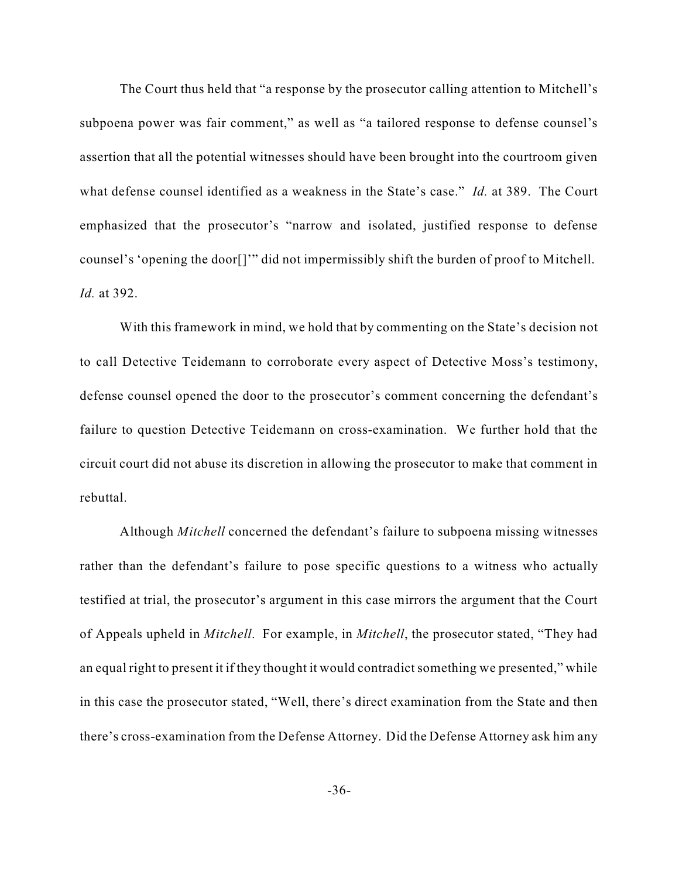The Court thus held that "a response by the prosecutor calling attention to Mitchell's subpoena power was fair comment," as well as "a tailored response to defense counsel's assertion that all the potential witnesses should have been brought into the courtroom given what defense counsel identified as a weakness in the State's case." *Id.* at 389. The Court emphasized that the prosecutor's "narrow and isolated, justified response to defense counsel's 'opening the door[]'" did not impermissibly shift the burden of proof to Mitchell. *Id.* at 392.

With this framework in mind, we hold that by commenting on the State's decision not to call Detective Teidemann to corroborate every aspect of Detective Moss's testimony, defense counsel opened the door to the prosecutor's comment concerning the defendant's failure to question Detective Teidemann on cross-examination. We further hold that the circuit court did not abuse its discretion in allowing the prosecutor to make that comment in rebuttal.

Although *Mitchell* concerned the defendant's failure to subpoena missing witnesses rather than the defendant's failure to pose specific questions to a witness who actually testified at trial, the prosecutor's argument in this case mirrors the argument that the Court of Appeals upheld in *Mitchell*. For example, in *Mitchell*, the prosecutor stated, "They had an equal right to present it if they thought it would contradict something we presented," while in this case the prosecutor stated, "Well, there's direct examination from the State and then there's cross-examination from the Defense Attorney. Did the Defense Attorney ask him any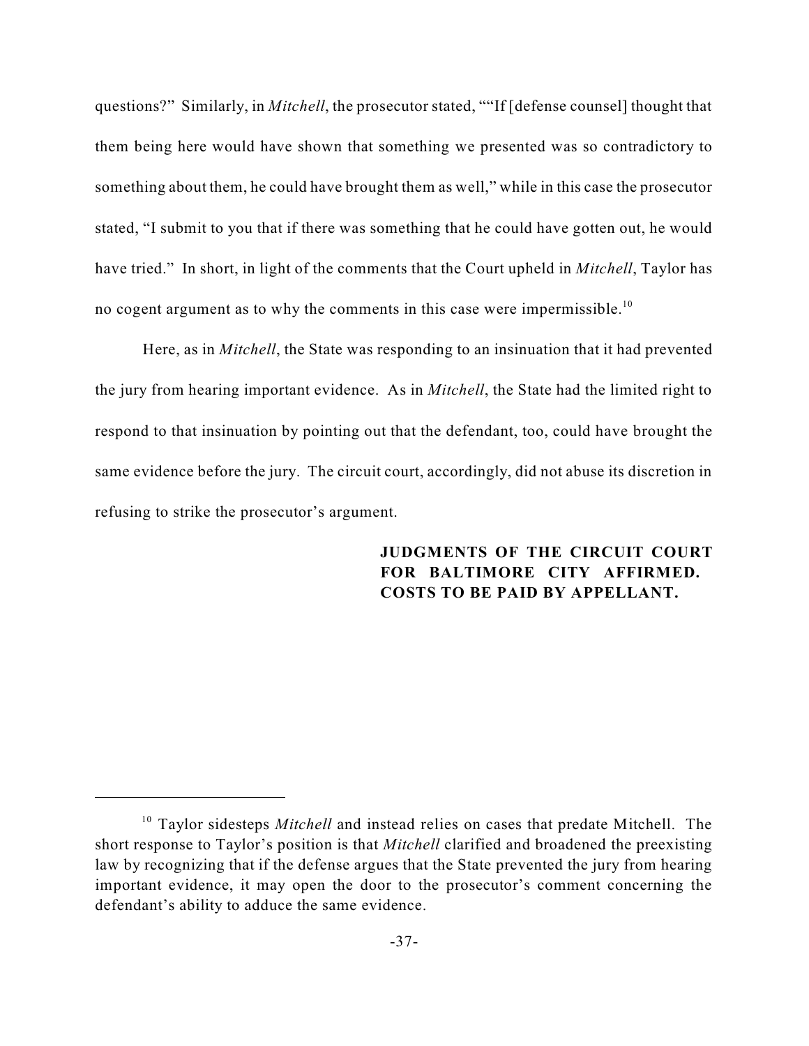questions?" Similarly, in *Mitchell*, the prosecutor stated, ""If [defense counsel] thought that them being here would have shown that something we presented was so contradictory to something about them, he could have brought them as well," while in this case the prosecutor stated, "I submit to you that if there was something that he could have gotten out, he would have tried." In short, in light of the comments that the Court upheld in *Mitchell*, Taylor has no cogent argument as to why the comments in this case were impermissible.[10]

Here, as in *Mitchell*, the State was responding to an insinuation that it had prevented the jury from hearing important evidence. As in *Mitchell*, the State had the limited right to respond to that insinuation by pointing out that the defendant, too, could have brought the same evidence before the jury. The circuit court, accordingly, did not abuse its discretion in refusing to strike the prosecutor's argument.

**JUDGMENTS OF THE CIRCUIT COURT FOR BALTIMORE CITY AFFIRMED. COSTS TO BE PAID BY APPELLANT.**

---

[10] Taylor sidesteps *Mitchell* and instead relies on cases that predate Mitchell. The short response to Taylor's position is that *Mitchell* clarified and broadened the preexisting law by recognizing that if the defense argues that the State prevented the jury from hearing important evidence, it may open the door to the prosecutor's comment concerning the defendant's ability to adduce the same evidence.